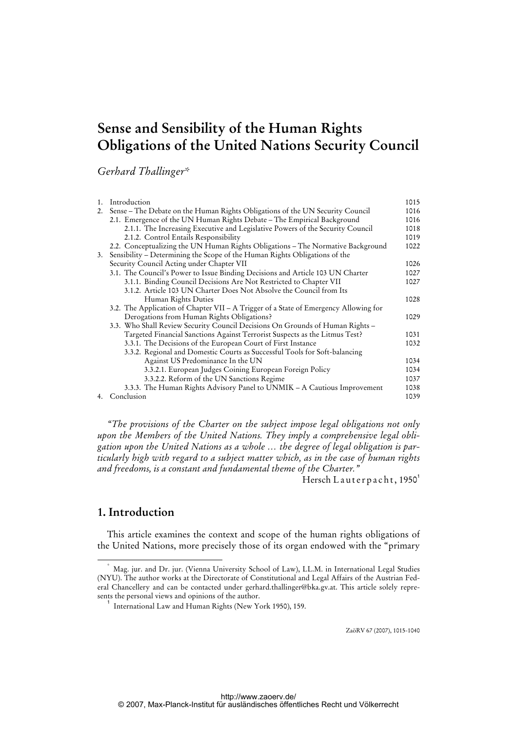# Sense and Sensibility of the Human Rights Obligations of the United Nations Security Council

*Gerhard Thallinger*[*]

| | | |
|---|---|---|
| 1. | Introduction | 1015 |
| 2. | Sense – The Debate on the Human Rights Obligations of the UN Security Council | 1016 |
| | 2.1. Emergence of the UN Human Rights Debate – The Empirical Background | 1016 |
| | 2.1.1. The Increasing Executive and Legislative Powers of the Security Council | 1018 |
| | 2.1.2. Control Entails Responsibility | 1019 |
| | 2.2. Conceptualizing the UN Human Rights Obligations – The Normative Background | 1022 |
| 3. | Sensibility – Determining the Scope of the Human Rights Obligations of the Security Council Acting under Chapter VII | 1026 |
| | 3.1. The Council's Power to Issue Binding Decisions and Article 103 UN Charter | 1027 |
| | 3.1.1. Binding Council Decisions Are Not Restricted to Chapter VII | 1027 |
| | 3.1.2. Article 103 UN Charter Does Not Absolve the Council from Its Human Rights Duties | 1028 |
| | 3.2. The Application of Chapter VII – A Trigger of a State of Emergency Allowing for Derogations from Human Rights Obligations? | 1029 |
| | 3.3. Who Shall Review Security Council Decisions On Grounds of Human Rights – Targeted Financial Sanctions Against Terrorist Suspects as the Litmus Test? | 1031 |
| | 3.3.1. The Decisions of the European Court of First Instance | 1032 |
| | 3.3.2. Regional and Domestic Courts as Successful Tools for Soft-balancing Against US Predominance In the UN | 1034 |
| | 3.3.2.1. European Judges Coining European Foreign Policy | 1034 |
| | 3.3.2.2. Reform of the UN Sanctions Regime | 1037 |
| | 3.3.3. The Human Rights Advisory Panel to UNMIK – A Cautious Improvement | 1038 |
| 4. | Conclusion | 1039 |

*"The provisions of the Charter on the subject impose legal obligations not only upon the Members of the United Nations. They imply a comprehensive legal obligation upon the United Nations as a whole … the degree of legal obligation is particularly high with regard to a subject matter which, as in the case of human rights and freedoms, is a constant and fundamental theme of the Charter."*

Hersch Lauterpacht, 1950[1]

## 1. Introduction

This article examines the context and scope of the human rights obligations of the United Nations, more precisely those of its organ endowed with the "primary

[*] Mag. jur. and Dr. jur. (Vienna University School of Law), LL.M. in International Legal Studies (NYU). The author works at the Directorate of Constitutional and Legal Affairs of the Austrian Federal Chancellery and can be contacted under gerhard.thallinger@bka.gv.at. This article solely represents the personal views and opinions of the author.

[1] International Law and Human Rights (New York 1950), 159.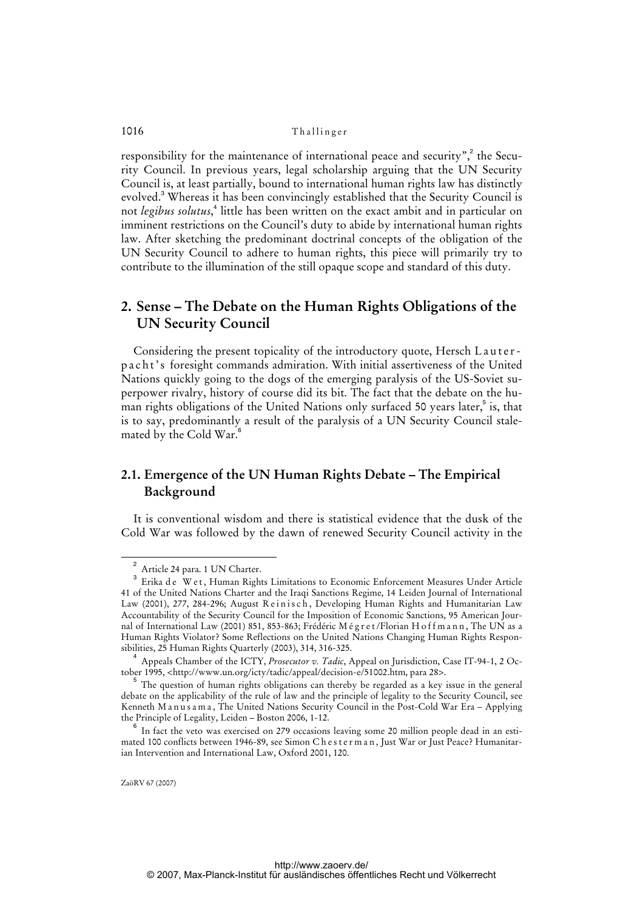responsibility for the maintenance of international peace and security",[2] the Security Council. In previous years, legal scholarship arguing that the UN Security Council is, at least partially, bound to international human rights law has distinctly evolved.[3] Whereas it has been convincingly established that the Security Council is not *legibus solutus*,[4] little has been written on the exact ambit and in particular on imminent restrictions on the Council's duty to abide by international human rights law. After sketching the predominant doctrinal concepts of the obligation of the UN Security Council to adhere to human rights, this piece will primarily try to contribute to the illumination of the still opaque scope and standard of this duty.

## 2. Sense – The Debate on the Human Rights Obligations of the UN Security Council

Considering the present topicality of the introductory quote, Hersch Lauterpacht's foresight commands admiration. With initial assertiveness of the United Nations quickly going to the dogs of the emerging paralysis of the US-Soviet superpower rivalry, history of course did its bit. The fact that the debate on the human rights obligations of the United Nations only surfaced 50 years later,[5] is, that is to say, predominantly a result of the paralysis of a UN Security Council stalemated by the Cold War.[6]

### 2.1. Emergence of the UN Human Rights Debate – The Empirical Background

It is conventional wisdom and there is statistical evidence that the dusk of the Cold War was followed by the dawn of renewed Security Council activity in the

---

[2] Article 24 para. 1 UN Charter.

[3] Erika de Wet, Human Rights Limitations to Economic Enforcement Measures Under Article 41 of the United Nations Charter and the Iraqi Sanctions Regime, 14 Leiden Journal of International Law (2001), 277, 284-296; August Reinisch, Developing Human Rights and Humanitarian Law Accountability of the Security Council for the Imposition of Economic Sanctions, 95 American Journal of International Law (2001) 851, 853-863; Frédéric Mégret/Florian Hoffmann, The UN as a Human Rights Violator? Some Reflections on the United Nations Changing Human Rights Responsibilities, 25 Human Rights Quarterly (2003), 314, 316-325.

[4] Appeals Chamber of the ICTY, *Prosecutor v. Tadic*, Appeal on Jurisdiction, Case IT-94-1, 2 October 1995, <http://www.un.org/icty/tadic/appeal/decision-e/51002.htm, para 28>.

[5] The question of human rights obligations can thereby be regarded as a key issue in the general debate on the applicability of the rule of law and the principle of legality to the Security Council, see Kenneth Manusama, The United Nations Security Council in the Post-Cold War Era – Applying the Principle of Legality, Leiden – Boston 2006, 1-12.

[6] In fact the veto was exercised on 279 occasions leaving some 20 million people dead in an estimated 100 conflicts between 1946-89, see Simon Chesterman, Just War or Just Peace? Humanitarian Intervention and International Law, Oxford 2001, 120.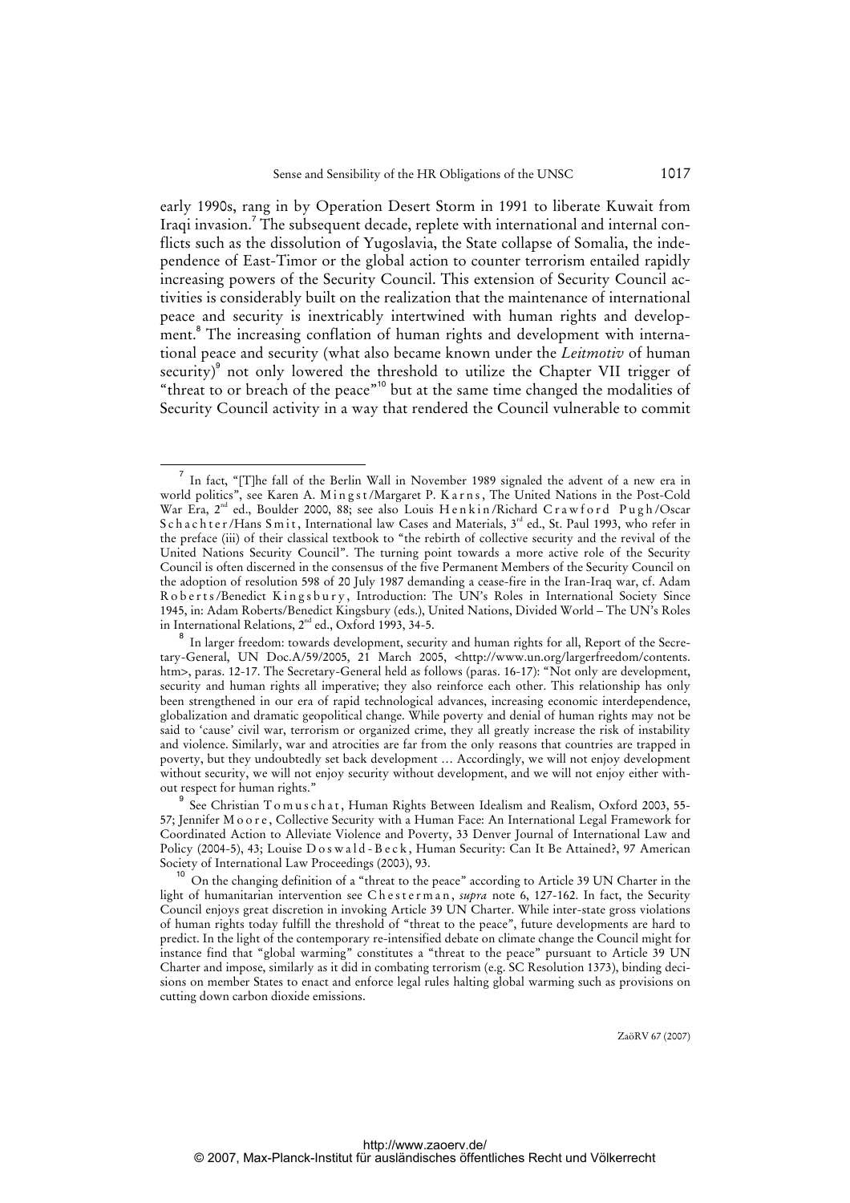early 1990s, rang in by Operation Desert Storm in 1991 to liberate Kuwait from Iraqi invasion.[7] The subsequent decade, replete with international and internal conflicts such as the dissolution of Yugoslavia, the State collapse of Somalia, the independence of East-Timor or the global action to counter terrorism entailed rapidly increasing powers of the Security Council. This extension of Security Council activities is considerably built on the realization that the maintenance of international peace and security is inextricably intertwined with human rights and development.[8] The increasing conflation of human rights and development with international peace and security (what also became known under the *Leitmotiv* of human security)[9] not only lowered the threshold to utilize the Chapter VII trigger of "threat to or breach of the peace"[10] but at the same time changed the modalities of Security Council activity in a way that rendered the Council vulnerable to commit

---

[7] In fact, "[T]he fall of the Berlin Wall in November 1989 signaled the advent of a new era in world politics", see Karen A. Mingst/Margaret P. Karns, The United Nations in the Post-Cold War Era, 2nd ed., Boulder 2000, 88; see also Louis Henkin/Richard Crawford Pugh/Oscar Schachter/Hans Smit, International law Cases and Materials, 3rd ed., St. Paul 1993, who refer in the preface (iii) of their classical textbook to "the rebirth of collective security and the revival of the United Nations Security Council". The turning point towards a more active role of the Security Council is often discerned in the consensus of the five Permanent Members of the Security Council on the adoption of resolution 598 of 20 July 1987 demanding a cease-fire in the Iran-Iraq war, cf. Adam Roberts/Benedict Kingsbury, Introduction: The UN's Roles in International Society Since 1945, in: Adam Roberts/Benedict Kingsbury (eds.), United Nations, Divided World – The UN's Roles in International Relations, 2nd ed., Oxford 1993, 34-5.

[8] In larger freedom: towards development, security and human rights for all, Report of the Secretary-General, UN Doc.A/59/2005, 21 March 2005, <http://www.un.org/largerfreedom/contents.htm>, paras. 12-17. The Secretary-General held as follows (paras. 16-17): "Not only are development, security and human rights all imperative; they also reinforce each other. This relationship has only been strengthened in our era of rapid technological advances, increasing economic interdependence, globalization and dramatic geopolitical change. While poverty and denial of human rights may not be said to 'cause' civil war, terrorism or organized crime, they all greatly increase the risk of instability and violence. Similarly, war and atrocities are far from the only reasons that countries are trapped in poverty, but they undoubtedly set back development … Accordingly, we will not enjoy development without security, we will not enjoy security without development, and we will not enjoy either without respect for human rights."

[9] See Christian Tomuschat, Human Rights Between Idealism and Realism, Oxford 2003, 55-57; Jennifer Moore, Collective Security with a Human Face: An International Legal Framework for Coordinated Action to Alleviate Violence and Poverty, 33 Denver Journal of International Law and Policy (2004-5), 43; Louise Doswald-Beck, Human Security: Can It Be Attained?, 97 American Society of International Law Proceedings (2003), 93.

[10] On the changing definition of a "threat to the peace" according to Article 39 UN Charter in the light of humanitarian intervention see Chesterman, *supra* note 6, 127-162. In fact, the Security Council enjoys great discretion in invoking Article 39 UN Charter. While inter-state gross violations of human rights today fulfill the threshold of "threat to the peace", future developments are hard to predict. In the light of the contemporary re-intensified debate on climate change the Council might for instance find that "global warming" constitutes a "threat to the peace" pursuant to Article 39 UN Charter and impose, similarly as it did in combating terrorism (e.g. SC Resolution 1373), binding decisions on member States to enact and enforce legal rules halting global warming such as provisions on cutting down carbon dioxide emissions.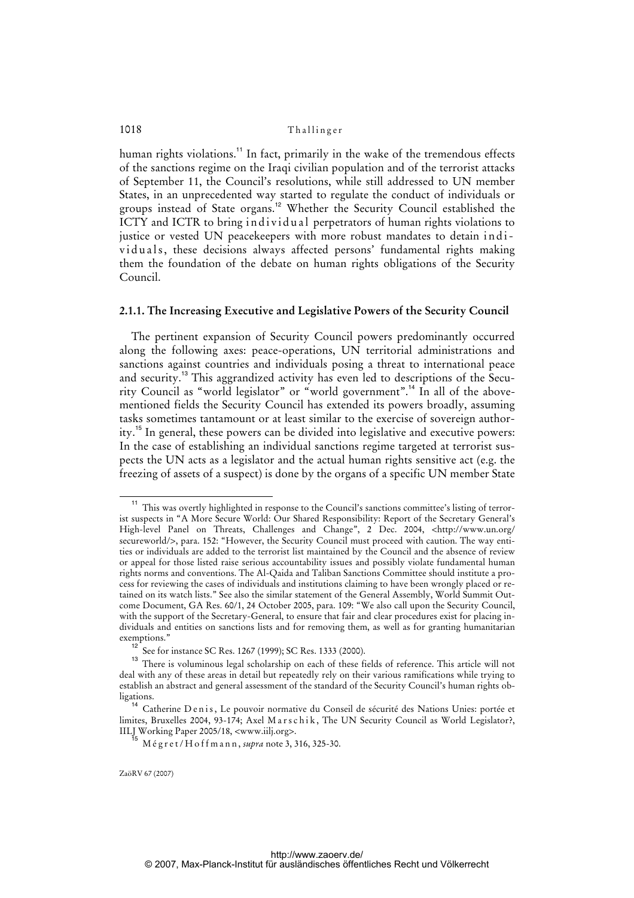human rights violations.[11] In fact, primarily in the wake of the tremendous effects of the sanctions regime on the Iraqi civilian population and of the terrorist attacks of September 11, the Council's resolutions, while still addressed to UN member States, in an unprecedented way started to regulate the conduct of individuals or groups instead of State organs.[12] Whether the Security Council established the ICTY and ICTR to bring individual perpetrators of human rights violations to justice or vested UN peacekeepers with more robust mandates to detain individuals, these decisions always affected persons' fundamental rights making them the foundation of the debate on human rights obligations of the Security Council.

### 2.1.1. The Increasing Executive and Legislative Powers of the Security Council

The pertinent expansion of Security Council powers predominantly occurred along the following axes: peace-operations, UN territorial administrations and sanctions against countries and individuals posing a threat to international peace and security.[13] This aggrandized activity has even led to descriptions of the Security Council as "world legislator" or "world government".[14] In all of the above-mentioned fields the Security Council has extended its powers broadly, assuming tasks sometimes tantamount or at least similar to the exercise of sovereign authority.[15] In general, these powers can be divided into legislative and executive powers: In the case of establishing an individual sanctions regime targeted at terrorist suspects the UN acts as a legislator and the actual human rights sensitive act (e.g. the freezing of assets of a suspect) is done by the organs of a specific UN member State

---

[11] This was overtly highlighted in response to the Council's sanctions committee's listing of terrorist suspects in "A More Secure World: Our Shared Responsibility: Report of the Secretary General's High-level Panel on Threats, Challenges and Change", 2 Dec. 2004, <http://www.un.org/secureworld/>, para. 152: "However, the Security Council must proceed with caution. The way entities or individuals are added to the terrorist list maintained by the Council and the absence of review or appeal for those listed raise serious accountability issues and possibly violate fundamental human rights norms and conventions. The Al-Qaida and Taliban Sanctions Committee should institute a process for reviewing the cases of individuals and institutions claiming to have been wrongly placed or retained on its watch lists." See also the similar statement of the General Assembly, World Summit Outcome Document, GA Res. 60/1, 24 October 2005, para. 109: "We also call upon the Security Council, with the support of the Secretary-General, to ensure that fair and clear procedures exist for placing individuals and entities on sanctions lists and for removing them, as well as for granting humanitarian exemptions."

[12] See for instance SC Res. 1267 (1999); SC Res. 1333 (2000).

[13] There is voluminous legal scholarship on each of these fields of reference. This article will not deal with any of these areas in detail but repeatedly rely on their various ramifications while trying to establish an abstract and general assessment of the standard of the Security Council's human rights obligations.

[14] Catherine Denis, Le pouvoir normative du Conseil de sécurité des Nations Unies: portée et limites, Bruxelles 2004, 93-174; Axel Marschik, The UN Security Council as World Legislator?, IILJ Working Paper 2005/18, <www.iilj.org>.

[15] Mégret/Hoffmann, *supra* note 3, 316, 325-30.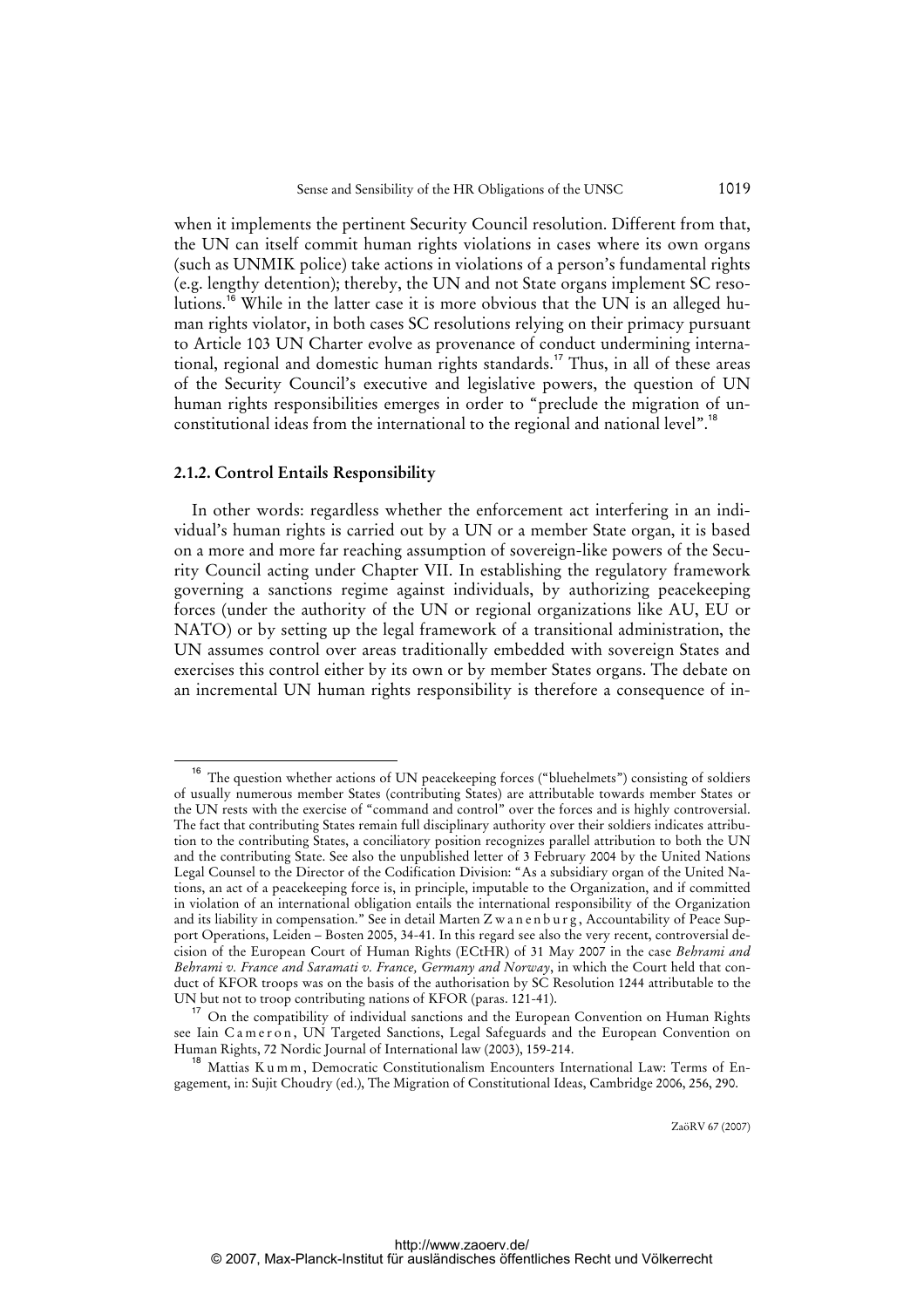when it implements the pertinent Security Council resolution. Different from that, the UN can itself commit human rights violations in cases where its own organs (such as UNMIK police) take actions in violations of a person's fundamental rights (e.g. lengthy detention); thereby, the UN and not State organs implement SC resolutions.[16] While in the latter case it is more obvious that the UN is an alleged human rights violator, in both cases SC resolutions relying on their primacy pursuant to Article 103 UN Charter evolve as provenance of conduct undermining international, regional and domestic human rights standards.[17] Thus, in all of these areas of the Security Council's executive and legislative powers, the question of UN human rights responsibilities emerges in order to "preclude the migration of unconstitutional ideas from the international to the regional and national level".[18]

### 2.1.2. Control Entails Responsibility

In other words: regardless whether the enforcement act interfering in an individual's human rights is carried out by a UN or a member State organ, it is based on a more and more far reaching assumption of sovereign-like powers of the Security Council acting under Chapter VII. In establishing the regulatory framework governing a sanctions regime against individuals, by authorizing peacekeeping forces (under the authority of the UN or regional organizations like AU, EU or NATO) or by setting up the legal framework of a transitional administration, the UN assumes control over areas traditionally embedded with sovereign States and exercises this control either by its own or by member States organs. The debate on an incremental UN human rights responsibility is therefore a consequence of in-

---

[16] The question whether actions of UN peacekeeping forces ("bluehelmets") consisting of soldiers of usually numerous member States (contributing States) are attributable towards member States or the UN rests with the exercise of "command and control" over the forces and is highly controversial. The fact that contributing States remain full disciplinary authority over their soldiers indicates attribution to the contributing States, a conciliatory position recognizes parallel attribution to both the UN and the contributing State. See also the unpublished letter of 3 February 2004 by the United Nations Legal Counsel to the Director of the Codification Division: "As a subsidiary organ of the United Nations, an act of a peacekeeping force is, in principle, imputable to the Organization, and if committed in violation of an international obligation entails the international responsibility of the Organization and its liability in compensation." See in detail Marten Zwanenburg, Accountability of Peace Support Operations, Leiden – Bosten 2005, 34-41. In this regard see also the very recent, controversial decision of the European Court of Human Rights (ECtHR) of 31 May 2007 in the case *Behrami and Behrami v. France and Saramati v. France, Germany and Norway*, in which the Court held that conduct of KFOR troops was on the basis of the authorisation by SC Resolution 1244 attributable to the UN but not to troop contributing nations of KFOR (paras. 121-41).

[17] On the compatibility of individual sanctions and the European Convention on Human Rights see Iain Cameron, UN Targeted Sanctions, Legal Safeguards and the European Convention on Human Rights, 72 Nordic Journal of International law (2003), 159-214.

[18] Mattias Kumm, Democratic Constitutionalism Encounters International Law: Terms of Engagement, in: Sujit Choudry (ed.), The Migration of Constitutional Ideas, Cambridge 2006, 256, 290.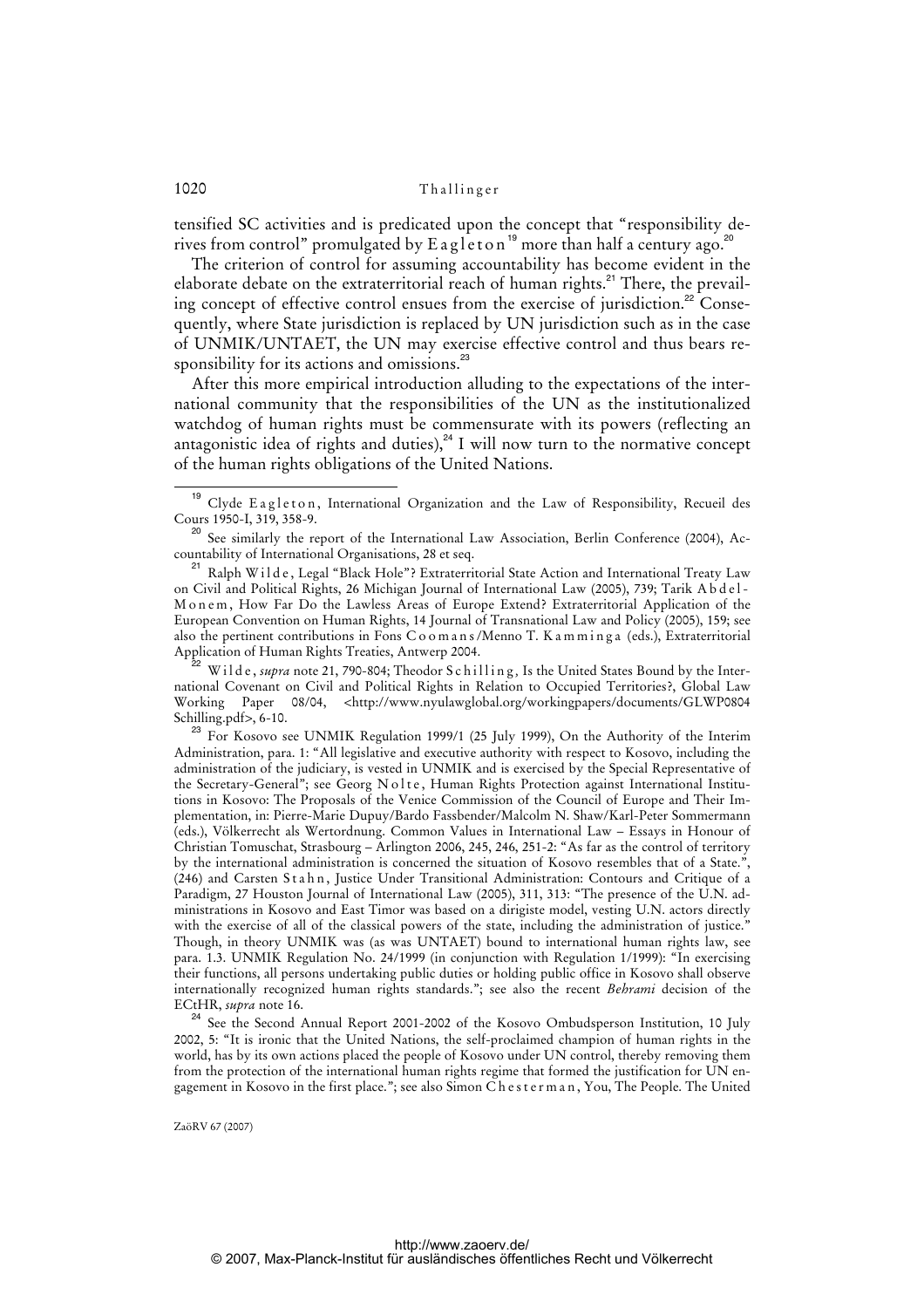tensified SC activities and is predicated upon the concept that "responsibility derives from control" promulgated by Eagleton[19] more than half a century ago.[20]

The criterion of control for assuming accountability has become evident in the elaborate debate on the extraterritorial reach of human rights.[21] There, the prevailing concept of effective control ensues from the exercise of jurisdiction.[22] Consequently, where State jurisdiction is replaced by UN jurisdiction such as in the case of UNMIK/UNTAET, the UN may exercise effective control and thus bears responsibility for its actions and omissions.[23]

After this more empirical introduction alluding to the expectations of the international community that the responsibilities of the UN as the institutionalized watchdog of human rights must be commensurate with its powers (reflecting an antagonistic idea of rights and duties),[24] I will now turn to the normative concept of the human rights obligations of the United Nations.

---

[19] Clyde Eagleton, International Organization and the Law of Responsibility, Recueil des Cours 1950-I, 319, 358-9.

[20] See similarly the report of the International Law Association, Berlin Conference (2004), Accountability of International Organisations, 28 et seq.

[21] Ralph Wilde, Legal "Black Hole"? Extraterritorial State Action and International Treaty Law on Civil and Political Rights, 26 Michigan Journal of International Law (2005), 739; Tarik Abdel-Monem, How Far Do the Lawless Areas of Europe Extend? Extraterritorial Application of the European Convention on Human Rights, 14 Journal of Transnational Law and Policy (2005), 159; see also the pertinent contributions in Fons Coomans/Menno T. Kamminga (eds.), Extraterritorial Application of Human Rights Treaties, Antwerp 2004.

[22] Wilde, *supra* note 21, 790-804; Theodor Schilling, Is the United States Bound by the International Covenant on Civil and Political Rights in Relation to Occupied Territories?, Global Law Working Paper 08/04, <http://www.nyulawglobal.org/workingpapers/documents/GLWP0804Schilling.pdf>, 6-10.

[23] For Kosovo see UNMIK Regulation 1999/1 (25 July 1999), On the Authority of the Interim Administration, para. 1: "All legislative and executive authority with respect to Kosovo, including the administration of the judiciary, is vested in UNMIK and is exercised by the Special Representative of the Secretary-General"; see Georg Nolte, Human Rights Protection against International Institutions in Kosovo: The Proposals of the Venice Commission of the Council of Europe and Their Implementation, in: Pierre-Marie Dupuy/Bardo Fassbender/Malcolm N. Shaw/Karl-Peter Sommermann (eds.), Völkerrecht als Wertordnung. Common Values in International Law – Essays in Honour of Christian Tomuschat, Strasbourg – Arlington 2006, 245, 246, 251-2: "As far as the control of territory by the international administration is concerned the situation of Kosovo resembles that of a State.", (246) and Carsten Stahn, Justice Under Transitional Administration: Contours and Critique of a Paradigm, 27 Houston Journal of International Law (2005), 311, 313: "The presence of the U.N. administrations in Kosovo and East Timor was based on a dirigiste model, vesting U.N. actors directly with the exercise of all of the classical powers of the state, including the administration of justice." Though, in theory UNMIK was (as was UNTAET) bound to international human rights law, see para. 1.3. UNMIK Regulation No. 24/1999 (in conjunction with Regulation 1/1999): "In exercising their functions, all persons undertaking public duties or holding public office in Kosovo shall observe internationally recognized human rights standards."; see also the recent *Behrami* decision of the ECtHR, *supra* note 16.

[24] See the Second Annual Report 2001-2002 of the Kosovo Ombudsperson Institution, 10 July 2002, 5: "It is ironic that the United Nations, the self-proclaimed champion of human rights in the world, has by its own actions placed the people of Kosovo under UN control, thereby removing them from the protection of the international human rights regime that formed the justification for UN engagement in Kosovo in the first place."; see also Simon Chesterman, You, The People. The United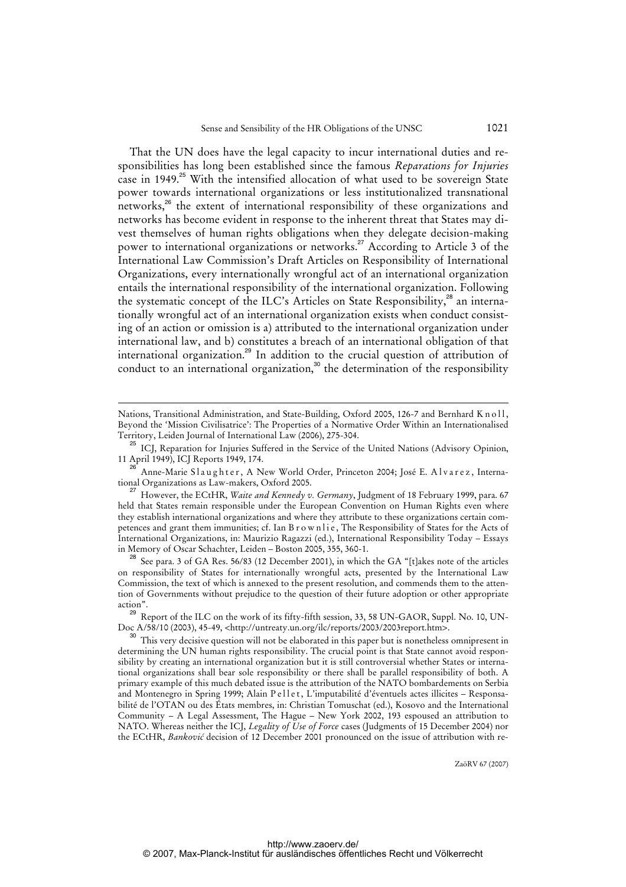That the UN does have the legal capacity to incur international duties and responsibilities has long been established since the famous *Reparations for Injuries* case in 1949.[25] With the intensified allocation of what used to be sovereign State power towards international organizations or less institutionalized transnational networks,[26] the extent of international responsibility of these organizations and networks has become evident in response to the inherent threat that States may divest themselves of human rights obligations when they delegate decision-making power to international organizations or networks.[27] According to Article 3 of the International Law Commission's Draft Articles on Responsibility of International Organizations, every internationally wrongful act of an international organization entails the international responsibility of the international organization. Following the systematic concept of the ILC's Articles on State Responsibility,[28] an internationally wrongful act of an international organization exists when conduct consisting of an action or omission is a) attributed to the international organization under international law, and b) constitutes a breach of an international obligation of that international organization.[29] In addition to the crucial question of attribution of conduct to an international organization,[30] the determination of the responsibility

---

Nations, Transitional Administration, and State-Building, Oxford 2005, 126-7 and Bernhard Knoll, Beyond the 'Mission Civilisatrice': The Properties of a Normative Order Within an Internationalised Territory, Leiden Journal of International Law (2006), 275-304.

[25] ICJ, Reparation for Injuries Suffered in the Service of the United Nations (Advisory Opinion, 11 April 1949), ICJ Reports 1949, 174.

[26] Anne-Marie Slaughter, A New World Order, Princeton 2004; José E. Alvarez, International Organizations as Law-makers, Oxford 2005.

[27] However, the ECtHR, *Waite and Kennedy v. Germany*, Judgment of 18 February 1999, para. 67 held that States remain responsible under the European Convention on Human Rights even where they establish international organizations and where they attribute to these organizations certain competences and grant them immunities; cf. Ian Brownlie, The Responsibility of States for the Acts of International Organizations, in: Maurizio Ragazzi (ed.), International Responsibility Today – Essays in Memory of Oscar Schachter, Leiden – Boston 2005, 355, 360-1.

[28] See para. 3 of GA Res. 56/83 (12 December 2001), in which the GA "[t]akes note of the articles on responsibility of States for internationally wrongful acts, presented by the International Law Commission, the text of which is annexed to the present resolution, and commends them to the attention of Governments without prejudice to the question of their future adoption or other appropriate action".

[29] Report of the ILC on the work of its fifty-fifth session, 33, 58 UN-GAOR, Suppl. No. 10, UN-Doc A/58/10 (2003), 45-49, <http://untreaty.un.org/ilc/reports/2003/2003report.htm>.

[30] This very decisive question will not be elaborated in this paper but is nonetheless omnipresent in determining the UN human rights responsibility. The crucial point is that State cannot avoid responsibility by creating an international organization but it is still controversial whether States or international organizations shall bear sole responsibility or there shall be parallel responsibility of both. A primary example of this much debated issue is the attribution of the NATO bombardements on Serbia and Montenegro in Spring 1999; Alain Pellet, L'imputabilité d'éventuels actes illicites – Responsabilité de l'OTAN ou des États membres, in: Christian Tomuschat (ed.), Kosovo and the International Community – A Legal Assessment, The Hague – New York 2002, 193 espoused an attribution to NATO. Whereas neither the ICJ, *Legality of Use of Force* cases (Judgments of 15 December 2004) nor the ECtHR, *Banković* decision of 12 December 2001 pronounced on the issue of attribution with re-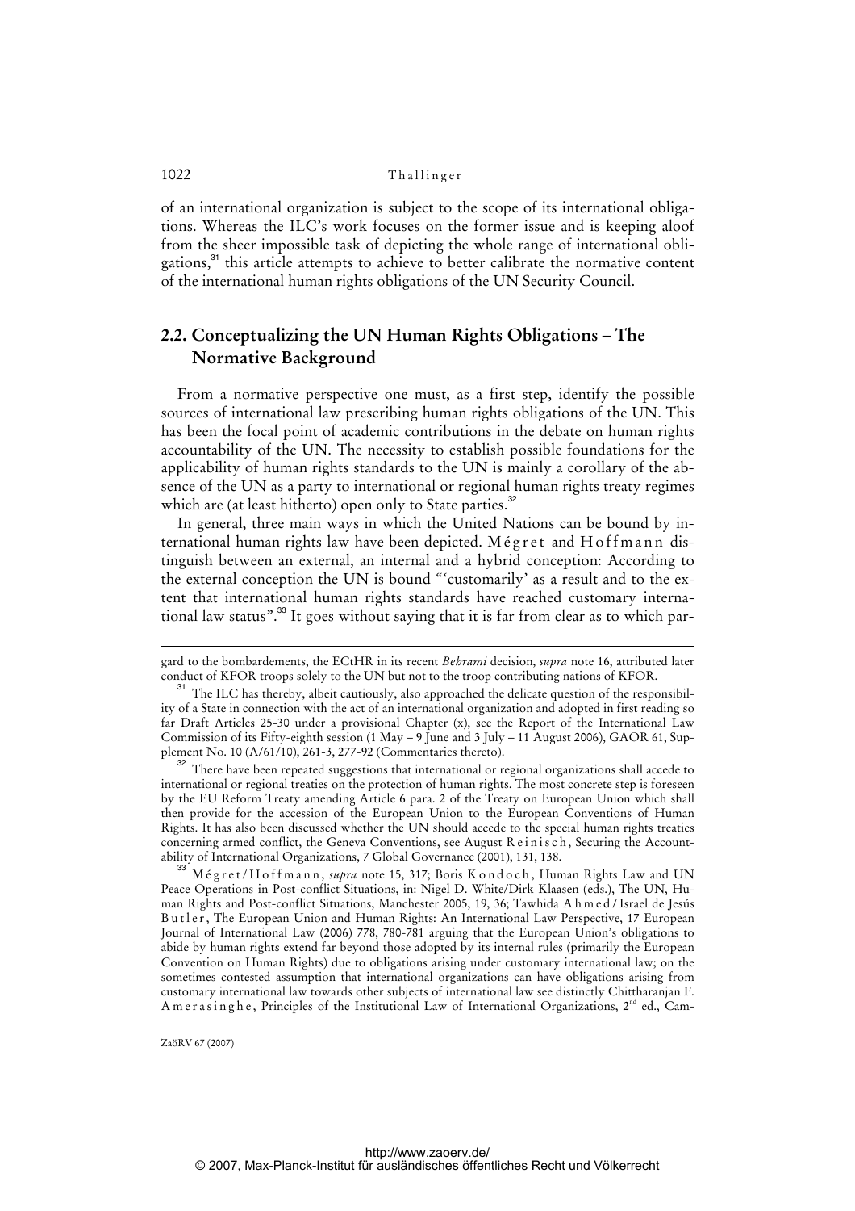of an international organization is subject to the scope of its international obligations. Whereas the ILC's work focuses on the former issue and is keeping aloof from the sheer impossible task of depicting the whole range of international obligations,[31] this article attempts to achieve to better calibrate the normative content of the international human rights obligations of the UN Security Council.

## 2.2. Conceptualizing the UN Human Rights Obligations – The Normative Background

From a normative perspective one must, as a first step, identify the possible sources of international law prescribing human rights obligations of the UN. This has been the focal point of academic contributions in the debate on human rights accountability of the UN. The necessity to establish possible foundations for the applicability of human rights standards to the UN is mainly a corollary of the absence of the UN as a party to international or regional human rights treaty regimes which are (at least hitherto) open only to State parties.[32]

In general, three main ways in which the United Nations can be bound by international human rights law have been depicted. Mégret and Hoffmann distinguish between an external, an internal and a hybrid conception: According to the external conception the UN is bound "'customarily' as a result and to the extent that international human rights standards have reached customary international law status".[33] It goes without saying that it is far from clear as to which par-

---

gard to the bombardements, the ECtHR in its recent *Behrami* decision, *supra* note 16, attributed later conduct of KFOR troops solely to the UN but not to the troop contributing nations of KFOR.

[31] The ILC has thereby, albeit cautiously, also approached the delicate question of the responsibility of a State in connection with the act of an international organization and adopted in first reading so far Draft Articles 25-30 under a provisional Chapter (x), see the Report of the International Law Commission of its Fifty-eighth session (1 May – 9 June and 3 July – 11 August 2006), GAOR 61, Supplement No. 10 (A/61/10), 261-3, 277-92 (Commentaries thereto).

[32] There have been repeated suggestions that international or regional organizations shall accede to international or regional treaties on the protection of human rights. The most concrete step is foreseen by the EU Reform Treaty amending Article 6 para. 2 of the Treaty on European Union which shall then provide for the accession of the European Union to the European Conventions of Human Rights. It has also been discussed whether the UN should accede to the special human rights treaties concerning armed conflict, the Geneva Conventions, see August Reinisch, Securing the Accountability of International Organizations, 7 Global Governance (2001), 131, 138.

[33] Mégret/Hoffmann, *supra* note 15, 317; Boris Kondoch, Human Rights Law and UN Peace Operations in Post-conflict Situations, in: Nigel D. White/Dirk Klaasen (eds.), The UN, Human Rights and Post-conflict Situations, Manchester 2005, 19, 36; Tawhida Ahmed/Israel de Jesús Butler, The European Union and Human Rights: An International Law Perspective, 17 European Journal of International Law (2006) 778, 780-781 arguing that the European Union's obligations to abide by human rights extend far beyond those adopted by its internal rules (primarily the European Convention on Human Rights) due to obligations arising under customary international law; on the sometimes contested assumption that international organizations can have obligations arising from customary international law towards other subjects of international law see distinctly Chittharanjan F. Amerasinghe, Principles of the Institutional Law of International Organizations, 2nd ed., Cam-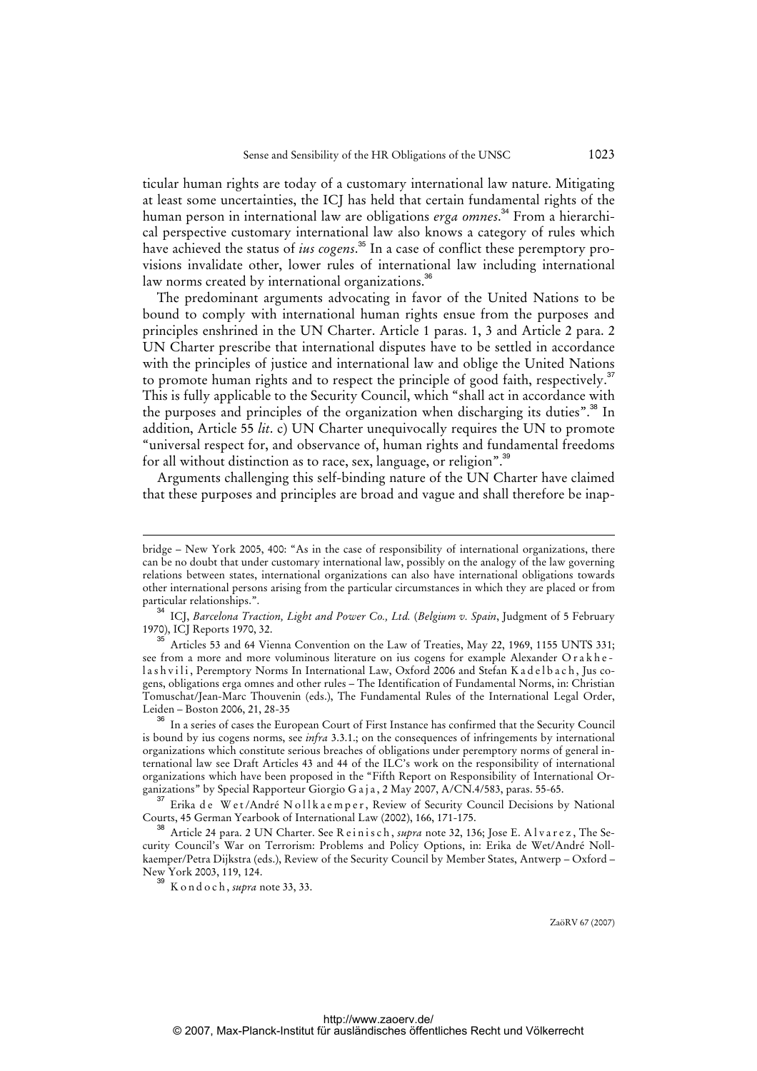ticular human rights are today of a customary international law nature. Mitigating at least some uncertainties, the ICJ has held that certain fundamental rights of the human person in international law are obligations *erga omnes*.[34] From a hierarchical perspective customary international law also knows a category of rules which have achieved the status of *ius cogens*.[35] In a case of conflict these peremptory provisions invalidate other, lower rules of international law including international law norms created by international organizations.[36]

The predominant arguments advocating in favor of the United Nations to be bound to comply with international human rights ensue from the purposes and principles enshrined in the UN Charter. Article 1 paras. 1, 3 and Article 2 para. 2 UN Charter prescribe that international disputes have to be settled in accordance with the principles of justice and international law and oblige the United Nations to promote human rights and to respect the principle of good faith, respectively.[37] This is fully applicable to the Security Council, which "shall act in accordance with the purposes and principles of the organization when discharging its duties".[38] In addition, Article 55 *lit*. c) UN Charter unequivocally requires the UN to promote "universal respect for, and observance of, human rights and fundamental freedoms for all without distinction as to race, sex, language, or religion".[39]

Arguments challenging this self-binding nature of the UN Charter have claimed that these purposes and principles are broad and vague and shall therefore be inap-

---

bridge – New York 2005, 400: "As in the case of responsibility of international organizations, there can be no doubt that under customary international law, possibly on the analogy of the law governing relations between states, international organizations can also have international obligations towards other international persons arising from the particular circumstances in which they are placed or from particular relationships.".

[34] ICJ, *Barcelona Traction, Light and Power Co., Ltd.* (*Belgium v. Spain*, Judgment of 5 February 1970), ICJ Reports 1970, 32.

[35] Articles 53 and 64 Vienna Convention on the Law of Treaties, May 22, 1969, 1155 UNTS 331; see from a more and more voluminous literature on ius cogens for example Alexander Orakhelashvili, Peremptory Norms In International Law, Oxford 2006 and Stefan Kadelbach, Jus cogens, obligations erga omnes and other rules – The Identification of Fundamental Norms, in: Christian Tomuschat/Jean-Marc Thouvenin (eds.), The Fundamental Rules of the International Legal Order, Leiden – Boston 2006, 21, 28-35

[36] In a series of cases the European Court of First Instance has confirmed that the Security Council is bound by ius cogens norms, see *infra* 3.3.1.; on the consequences of infringements by international organizations which constitute serious breaches of obligations under peremptory norms of general international law see Draft Articles 43 and 44 of the ILC's work on the responsibility of international organizations which have been proposed in the "Fifth Report on Responsibility of International Organizations" by Special Rapporteur Giorgio Gaja, 2 May 2007, A/CN.4/583, paras. 55-65.

[37] Erika de Wet/André Nollkaemper, Review of Security Council Decisions by National Courts, 45 German Yearbook of International Law (2002), 166, 171-175.

[38] Article 24 para. 2 UN Charter. See Reinisch, *supra* note 32, 136; Jose E. Alvarez, The Security Council's War on Terrorism: Problems and Policy Options, in: Erika de Wet/André Nollkaemper/Petra Dijkstra (eds.), Review of the Security Council by Member States, Antwerp – Oxford – New York 2003, 119, 124.

[39] Kondoch, *supra* note 33, 33.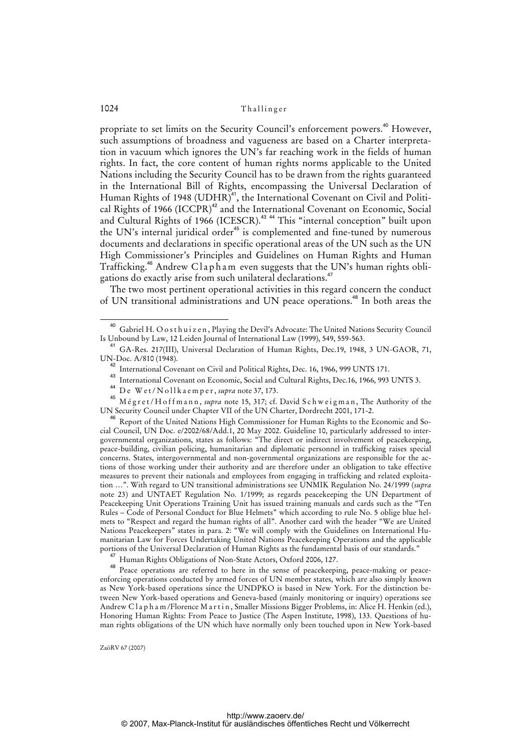propriate to set limits on the Security Council's enforcement powers.[40] However, such assumptions of broadness and vagueness are based on a Charter interpretation in vacuum which ignores the UN's far reaching work in the fields of human rights. In fact, the core content of human rights norms applicable to the United Nations including the Security Council has to be drawn from the rights guaranteed in the International Bill of Rights, encompassing the Universal Declaration of Human Rights of 1948 (UDHR)[41], the International Covenant on Civil and Political Rights of 1966 (ICCPR)[42] and the International Covenant on Economic, Social and Cultural Rights of 1966 (ICESCR).[43] [44] This "internal conception" built upon the UN's internal juridical order[45] is complemented and fine-tuned by numerous documents and declarations in specific operational areas of the UN such as the UN High Commissioner's Principles and Guidelines on Human Rights and Human Trafficking.[46] Andrew Clapham even suggests that the UN's human rights obligations do exactly arise from such unilateral declarations.[47]

The two most pertinent operational activities in this regard concern the conduct of UN transitional administrations and UN peace operations.[48] In both areas the

---

[40] Gabriel H. Oosthuizen, Playing the Devil's Advocate: The United Nations Security Council Is Unbound by Law, 12 Leiden Journal of International Law (1999), 549, 559-563.

[41] GA-Res. 217(III), Universal Declaration of Human Rights, Dec.19, 1948, 3 UN-GAOR, 71, UN-Doc. A/810 (1948).

[42] International Covenant on Civil and Political Rights, Dec. 16, 1966, 999 UNTS 171.

[43] International Covenant on Economic, Social and Cultural Rights, Dec.16, 1966, 993 UNTS 3.

[44] De Wet/Nollkaemper, *supra* note 37, 173.

[45] Mégret/Hoffmann, *supra* note 15, 317; cf. David Schweigman, The Authority of the UN Security Council under Chapter VII of the UN Charter, Dordrecht 2001, 171-2.

[46] Report of the United Nations High Commissioner for Human Rights to the Economic and Social Council, UN Doc. e/2002/68/Add.1, 20 May 2002. Guideline 10, particularly addressed to intergovernmental organizations, states as follows: "The direct or indirect involvement of peacekeeping, peace-building, civilian policing, humanitarian and diplomatic personnel in trafficking raises special concerns. States, intergovernmental and non-governmental organizations are responsible for the actions of those working under their authority and are therefore under an obligation to take effective measures to prevent their nationals and employees from engaging in trafficking and related exploitation ...". With regard to UN transitional administrations see UNMIK Regulation No. 24/1999 (*supra* note 23) and UNTAET Regulation No. 1/1999; as regards peacekeeping the UN Department of Peacekeeping Unit Operations Training Unit has issued training manuals and cards such as the "Ten Rules – Code of Personal Conduct for Blue Helmets" which according to rule No. 5 oblige blue helmets to "Respect and regard the human rights of all". Another card with the header "We are United Nations Peacekeepers" states in para. 2: "We will comply with the Guidelines on International Humanitarian Law for Forces Undertaking United Nations Peacekeeping Operations and the applicable portions of the Universal Declaration of Human Rights as the fundamental basis of our standards."

[47] Human Rights Obligations of Non-State Actors, Oxford 2006, 127.

[48] Peace operations are referred to here in the sense of peacekeeping, peace-making or peace-enforcing operations conducted by armed forces of UN member states, which are also simply known as New York-based operations since the UNDPKO is based in New York. For the distinction between New York-based operations and Geneva-based (mainly monitoring or inquiry) operations see Andrew Clapham/Florence Martin, Smaller Missions Bigger Problems, in: Alice H. Henkin (ed.), Honoring Human Rights: From Peace to Justice (The Aspen Institute, 1998), 133. Questions of human rights obligations of the UN which have normally only been touched upon in New York-based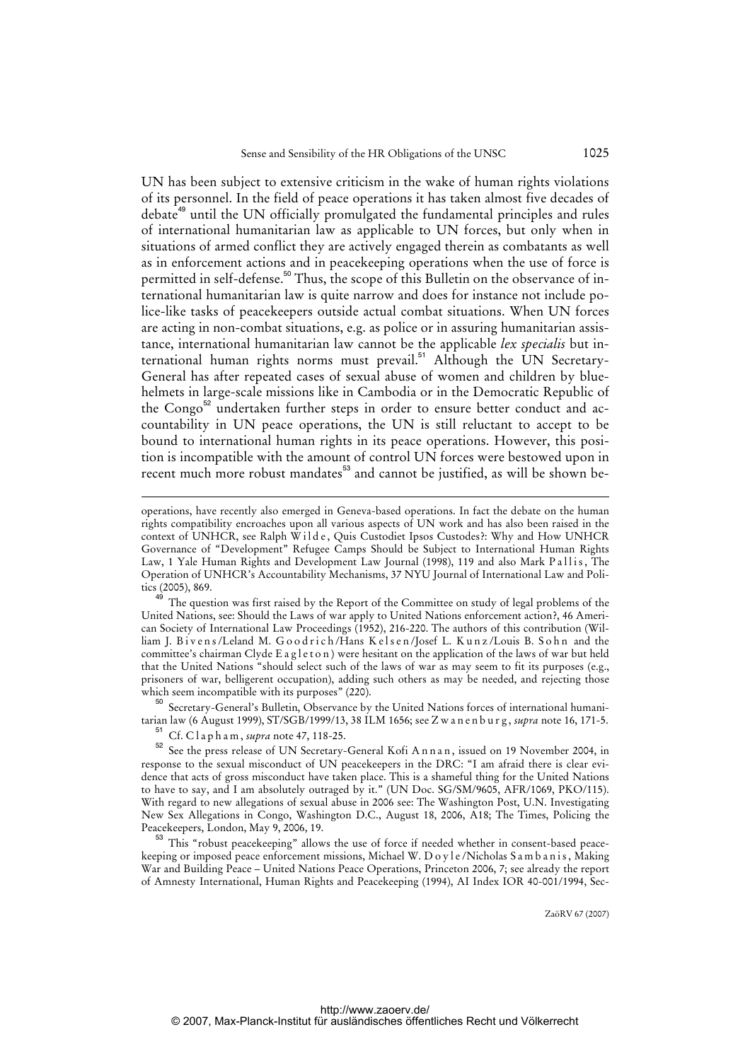UN has been subject to extensive criticism in the wake of human rights violations of its personnel. In the field of peace operations it has taken almost five decades of debate[49] until the UN officially promulgated the fundamental principles and rules of international humanitarian law as applicable to UN forces, but only when in situations of armed conflict they are actively engaged therein as combatants as well as in enforcement actions and in peacekeeping operations when the use of force is permitted in self-defense.[50] Thus, the scope of this Bulletin on the observance of international humanitarian law is quite narrow and does for instance not include police-like tasks of peacekeepers outside actual combat situations. When UN forces are acting in non-combat situations, e.g. as police or in assuring humanitarian assistance, international humanitarian law cannot be the applicable *lex specialis* but international human rights norms must prevail.[51] Although the UN Secretary-General has after repeated cases of sexual abuse of women and children by blue-helmets in large-scale missions like in Cambodia or in the Democratic Republic of the Congo[52] undertaken further steps in order to ensure better conduct and accountability in UN peace operations, the UN is still reluctant to accept to be bound to international human rights in its peace operations. However, this position is incompatible with the amount of control UN forces were bestowed upon in recent much more robust mandates[53] and cannot be justified, as will be shown be-

---

operations, have recently also emerged in Geneva-based operations. In fact the debate on the human rights compatibility encroaches upon all various aspects of UN work and has also been raised in the context of UNHCR, see Ralph Wilde, Quis Custodiet Ipsos Custodes?: Why and How UNHCR Governance of "Development" Refugee Camps Should be Subject to International Human Rights Law, 1 Yale Human Rights and Development Law Journal (1998), 119 and also Mark Pallis, The Operation of UNHCR's Accountability Mechanisms, 37 NYU Journal of International Law and Politics (2005), 869.

[49] The question was first raised by the Report of the Committee on study of legal problems of the United Nations, see: Should the Laws of war apply to United Nations enforcement action?, 46 American Society of International Law Proceedings (1952), 216-220. The authors of this contribution (William J. Bivens/Leland M. Goodrich/Hans Kelsen/Josef L. Kunz/Louis B. Sohn and the committee's chairman Clyde Eagleton) were hesitant on the application of the laws of war but held that the United Nations "should select such of the laws of war as may seem to fit its purposes (e.g., prisoners of war, belligerent occupation), adding such others as may be needed, and rejecting those which seem incompatible with its purposes" (220).

[50] Secretary-General's Bulletin, Observance by the United Nations forces of international humanitarian law (6 August 1999), ST/SGB/1999/13, 38 ILM 1656; see Zwanenburg, *supra* note 16, 171-5.

[51] Cf. Clapham, *supra* note 47, 118-25.

[52] See the press release of UN Secretary-General Kofi Annan, issued on 19 November 2004, in response to the sexual misconduct of UN peacekeepers in the DRC: "I am afraid there is clear evidence that acts of gross misconduct have taken place. This is a shameful thing for the United Nations to have to say, and I am absolutely outraged by it." (UN Doc. SG/SM/9605, AFR/1069, PKO/115). With regard to new allegations of sexual abuse in 2006 see: The Washington Post, U.N. Investigating New Sex Allegations in Congo, Washington D.C., August 18, 2006, A18; The Times, Policing the Peacekeepers, London, May 9, 2006, 19.

[53] This "robust peacekeeping" allows the use of force if needed whether in consent-based peacekeeping or imposed peace enforcement missions, Michael W. Doyle/Nicholas Sambanis, Making War and Building Peace – United Nations Peace Operations, Princeton 2006, 7; see already the report of Amnesty International, Human Rights and Peacekeeping (1994), AI Index IOR 40-001/1994, Sec-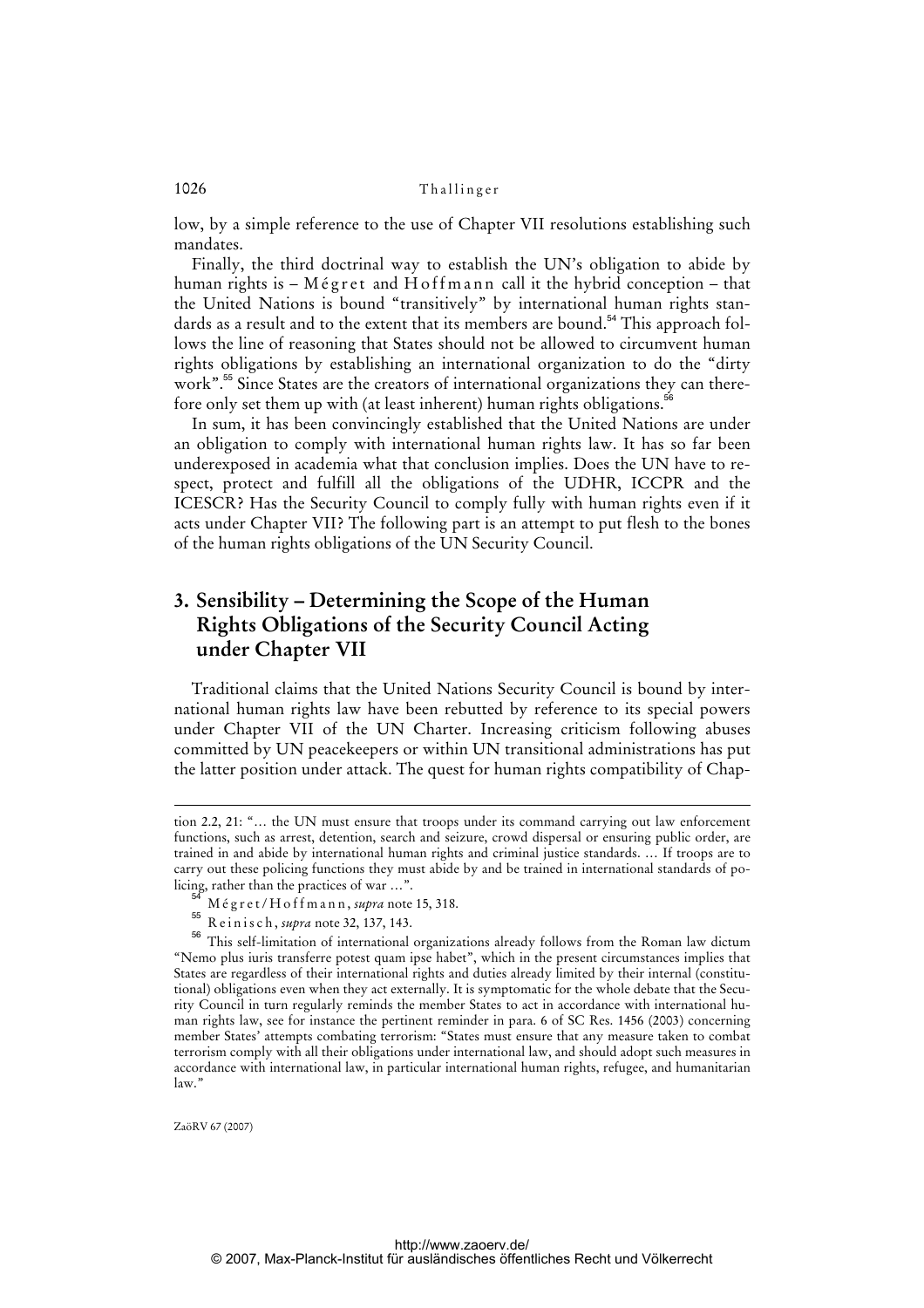low, by a simple reference to the use of Chapter VII resolutions establishing such mandates.

Finally, the third doctrinal way to establish the UN's obligation to abide by human rights is – Mégret and Hoffmann call it the hybrid conception – that the United Nations is bound "transitively" by international human rights standards as a result and to the extent that its members are bound.[54] This approach follows the line of reasoning that States should not be allowed to circumvent human rights obligations by establishing an international organization to do the "dirty work".[55] Since States are the creators of international organizations they can therefore only set them up with (at least inherent) human rights obligations.[56]

In sum, it has been convincingly established that the United Nations are under an obligation to comply with international human rights law. It has so far been underexposed in academia what that conclusion implies. Does the UN have to respect, protect and fulfill all the obligations of the UDHR, ICCPR and the ICESCR? Has the Security Council to comply fully with human rights even if it acts under Chapter VII? The following part is an attempt to put flesh to the bones of the human rights obligations of the UN Security Council.

## 3. Sensibility – Determining the Scope of the Human Rights Obligations of the Security Council Acting under Chapter VII

Traditional claims that the United Nations Security Council is bound by international human rights law have been rebutted by reference to its special powers under Chapter VII of the UN Charter. Increasing criticism following abuses committed by UN peacekeepers or within UN transitional administrations has put the latter position under attack. The quest for human rights compatibility of Chap-

---

tion 2.2, 21: "… the UN must ensure that troops under its command carrying out law enforcement functions, such as arrest, detention, search and seizure, crowd dispersal or ensuring public order, are trained in and abide by international human rights and criminal justice standards. … If troops are to carry out these policing functions they must abide by and be trained in international standards of policing, rather than the practices of war …".

[54] Mégret/Hoffmann, *supra* note 15, 318.

[55] Reinisch, *supra* note 32, 137, 143.

[56] This self-limitation of international organizations already follows from the Roman law dictum "Nemo plus iuris transferre potest quam ipse habet", which in the present circumstances implies that States are regardless of their international rights and duties already limited by their internal (constitutional) obligations even when they act externally. It is symptomatic for the whole debate that the Security Council in turn regularly reminds the member States to act in accordance with international human rights law, see for instance the pertinent reminder in para. 6 of SC Res. 1456 (2003) concerning member States' attempts combating terrorism: "States must ensure that any measure taken to combat terrorism comply with all their obligations under international law, and should adopt such measures in accordance with international law, in particular international human rights, refugee, and humanitarian law."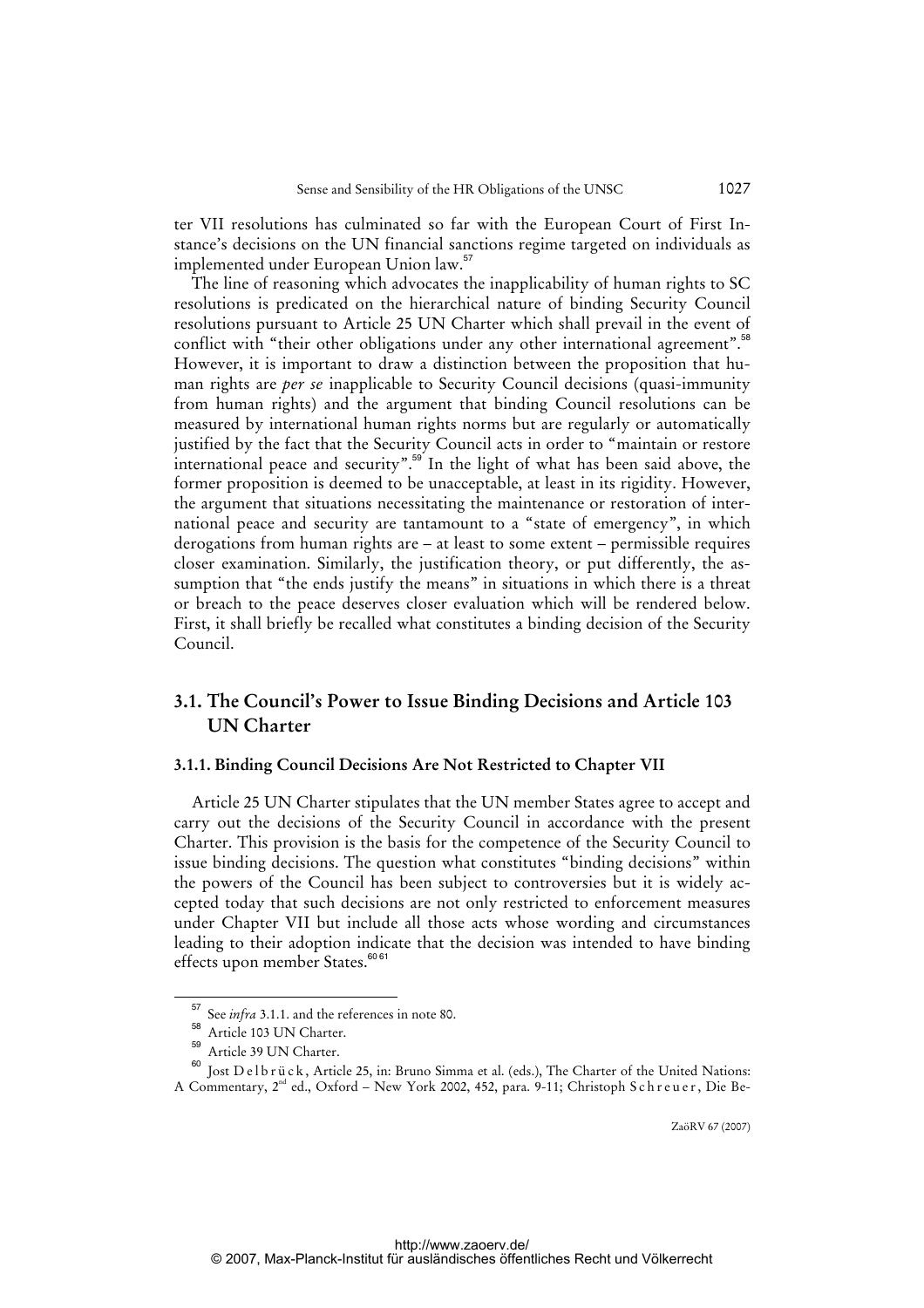ter VII resolutions has culminated so far with the European Court of First Instance's decisions on the UN financial sanctions regime targeted on individuals as implemented under European Union law.[57]

The line of reasoning which advocates the inapplicability of human rights to SC resolutions is predicated on the hierarchical nature of binding Security Council resolutions pursuant to Article 25 UN Charter which shall prevail in the event of conflict with "their other obligations under any other international agreement".[58] However, it is important to draw a distinction between the proposition that human rights are *per se* inapplicable to Security Council decisions (quasi-immunity from human rights) and the argument that binding Council resolutions can be measured by international human rights norms but are regularly or automatically justified by the fact that the Security Council acts in order to "maintain or restore international peace and security".[59] In the light of what has been said above, the former proposition is deemed to be unacceptable, at least in its rigidity. However, the argument that situations necessitating the maintenance or restoration of international peace and security are tantamount to a "state of emergency", in which derogations from human rights are – at least to some extent – permissible requires closer examination. Similarly, the justification theory, or put differently, the assumption that "the ends justify the means" in situations in which there is a threat or breach to the peace deserves closer evaluation which will be rendered below. First, it shall briefly be recalled what constitutes a binding decision of the Security Council.

## 3.1. The Council's Power to Issue Binding Decisions and Article 103 UN Charter

### 3.1.1. Binding Council Decisions Are Not Restricted to Chapter VII

Article 25 UN Charter stipulates that the UN member States agree to accept and carry out the decisions of the Security Council in accordance with the present Charter. This provision is the basis for the competence of the Security Council to issue binding decisions. The question what constitutes "binding decisions" within the powers of the Council has been subject to controversies but it is widely accepted today that such decisions are not only restricted to enforcement measures under Chapter VII but include all those acts whose wording and circumstances leading to their adoption indicate that the decision was intended to have binding effects upon member States.[60] [61]

---

[57] See *infra* 3.1.1. and the references in note 80.

[58] Article 103 UN Charter.

[59] Article 39 UN Charter.

[60] Jost Delbrück, Article 25, in: Bruno Simma et al. (eds.), The Charter of the United Nations: A Commentary, 2nd ed., Oxford – New York 2002, 452, para. 9-11; Christoph Schreuer, Die Be-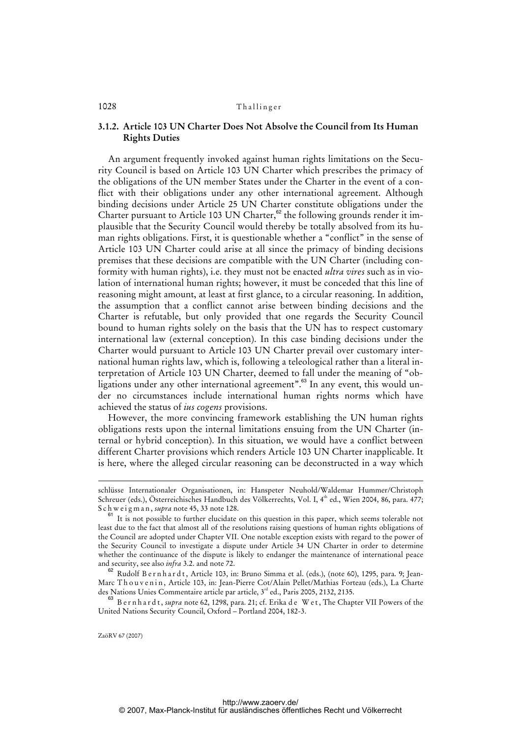### 3.1.2. Article 103 UN Charter Does Not Absolve the Council from Its Human Rights Duties

An argument frequently invoked against human rights limitations on the Security Council is based on Article 103 UN Charter which prescribes the primacy of the obligations of the UN member States under the Charter in the event of a conflict with their obligations under any other international agreement. Although binding decisions under Article 25 UN Charter constitute obligations under the Charter pursuant to Article 103 UN Charter,[62] the following grounds render it implausible that the Security Council would thereby be totally absolved from its human rights obligations. First, it is questionable whether a "conflict" in the sense of Article 103 UN Charter could arise at all since the primacy of binding decisions premises that these decisions are compatible with the UN Charter (including conformity with human rights), i.e. they must not be enacted *ultra vires* such as in violation of international human rights; however, it must be conceded that this line of reasoning might amount, at least at first glance, to a circular reasoning. In addition, the assumption that a conflict cannot arise between binding decisions and the Charter is refutable, but only provided that one regards the Security Council bound to human rights solely on the basis that the UN has to respect customary international law (external conception). In this case binding decisions under the Charter would pursuant to Article 103 UN Charter prevail over customary international human rights law, which is, following a teleological rather than a literal interpretation of Article 103 UN Charter, deemed to fall under the meaning of "obligations under any other international agreement".[63] In any event, this would under no circumstances include international human rights norms which have achieved the status of *ius cogens* provisions.

However, the more convincing framework establishing the UN human rights obligations rests upon the internal limitations ensuing from the UN Charter (internal or hybrid conception). In this situation, we would have a conflict between different Charter provisions which renders Article 103 UN Charter inapplicable. It is here, where the alleged circular reasoning can be deconstructed in a way which

---

schlüsse Internationaler Organisationen, in: Hanspeter Neuhold/Waldemar Hummer/Christoph Schreuer (eds.), Österreichisches Handbuch des Völkerrechts, Vol. I, 4th ed., Wien 2004, 86, para. 477; Schweigman, *supra* note 45, 33 note 128.

[61] It is not possible to further elucidate on this question in this paper, which seems tolerable not least due to the fact that almost all of the resolutions raising questions of human rights obligations of the Council are adopted under Chapter VII. One notable exception exists with regard to the power of the Security Council to investigate a dispute under Article 34 UN Charter in order to determine whether the continuance of the dispute is likely to endanger the maintenance of international peace and security, see also *infra* 3.2. and note 72.

[62] Rudolf Bernhardt, Article 103, in: Bruno Simma et al. (eds.), (note 60), 1295, para. 9; Jean-Marc Thouvenin, Article 103, in: Jean-Pierre Cot/Alain Pellet/Mathias Forteau (eds.), La Charte des Nations Unies Commentaire article par article, 3rd ed., Paris 2005, 2132, 2135.

[63] Bernhardt, *supra* note 62, 1298, para. 21; cf. Erika de Wet, The Chapter VII Powers of the United Nations Security Council, Oxford – Portland 2004, 182-3.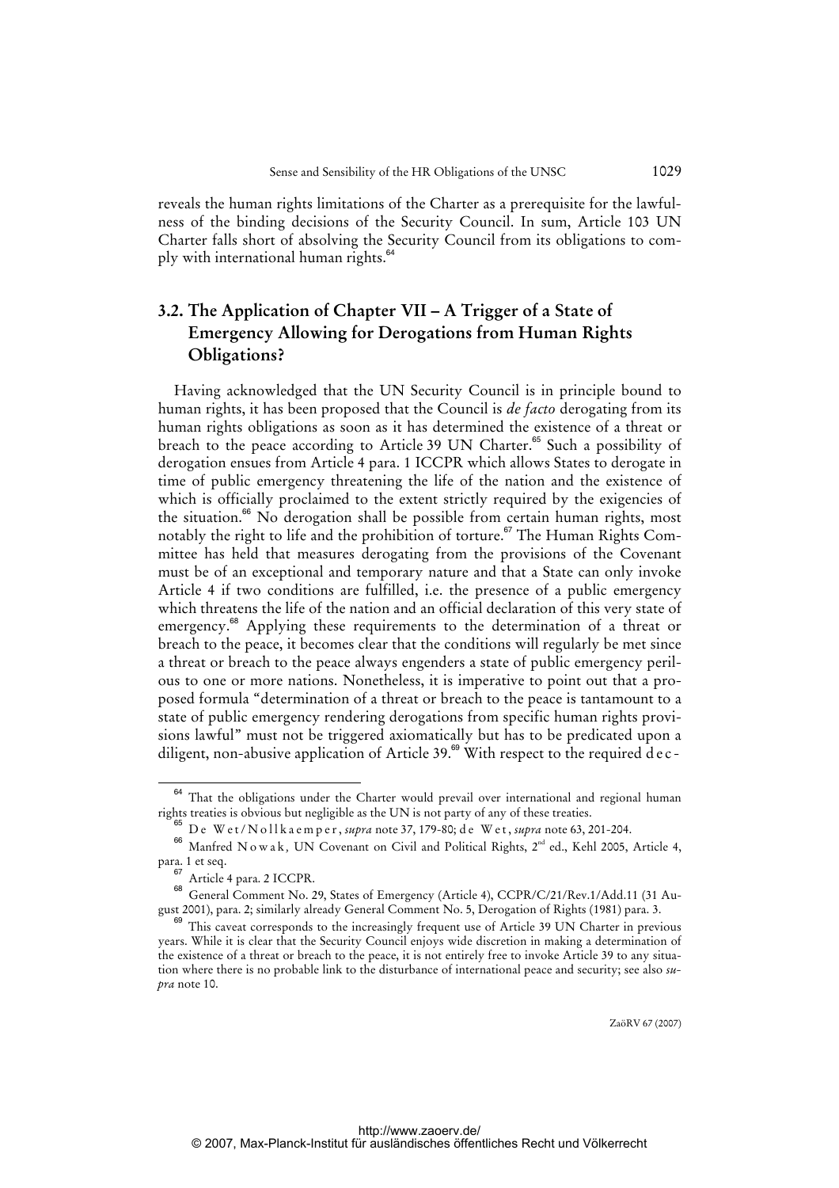reveals the human rights limitations of the Charter as a prerequisite for the lawfulness of the binding decisions of the Security Council. In sum, Article 103 UN Charter falls short of absolving the Security Council from its obligations to comply with international human rights.[64]

## 3.2. The Application of Chapter VII – A Trigger of a State of Emergency Allowing for Derogations from Human Rights Obligations?

Having acknowledged that the UN Security Council is in principle bound to human rights, it has been proposed that the Council is *de facto* derogating from its human rights obligations as soon as it has determined the existence of a threat or breach to the peace according to Article 39 UN Charter.[65] Such a possibility of derogation ensues from Article 4 para. 1 ICCPR which allows States to derogate in time of public emergency threatening the life of the nation and the existence of which is officially proclaimed to the extent strictly required by the exigencies of the situation.[66] No derogation shall be possible from certain human rights, most notably the right to life and the prohibition of torture.[67] The Human Rights Committee has held that measures derogating from the provisions of the Covenant must be of an exceptional and temporary nature and that a State can only invoke Article 4 if two conditions are fulfilled, i.e. the presence of a public emergency which threatens the life of the nation and an official declaration of this very state of emergency.[68] Applying these requirements to the determination of a threat or breach to the peace, it becomes clear that the conditions will regularly be met since a threat or breach to the peace always engenders a state of public emergency perilous to one or more nations. Nonetheless, it is imperative to point out that a proposed formula "determination of a threat or breach to the peace is tantamount to a state of public emergency rendering derogations from specific human rights provisions lawful" must not be triggered axiomatically but has to be predicated upon a diligent, non-abusive application of Article 39.[69] With respect to the required dec-

---

[64] That the obligations under the Charter would prevail over international and regional human rights treaties is obvious but negligible as the UN is not party of any of these treaties.

[65] De Wet/Nollkaemper, *supra* note 37, 179-80; de Wet, *supra* note 63, 201-204.

[66] Manfred Nowak, UN Covenant on Civil and Political Rights, 2nd ed., Kehl 2005, Article 4, para. 1 et seq.

[67] Article 4 para. 2 ICCPR.

[68] General Comment No. 29, States of Emergency (Article 4), CCPR/C/21/Rev.1/Add.11 (31 August 2001), para. 2; similarly already General Comment No. 5, Derogation of Rights (1981) para. 3.

[69] This caveat corresponds to the increasingly frequent use of Article 39 UN Charter in previous years. While it is clear that the Security Council enjoys wide discretion in making a determination of the existence of a threat or breach to the peace, it is not entirely free to invoke Article 39 to any situation where there is no probable link to the disturbance of international peace and security; see also *supra* note 10.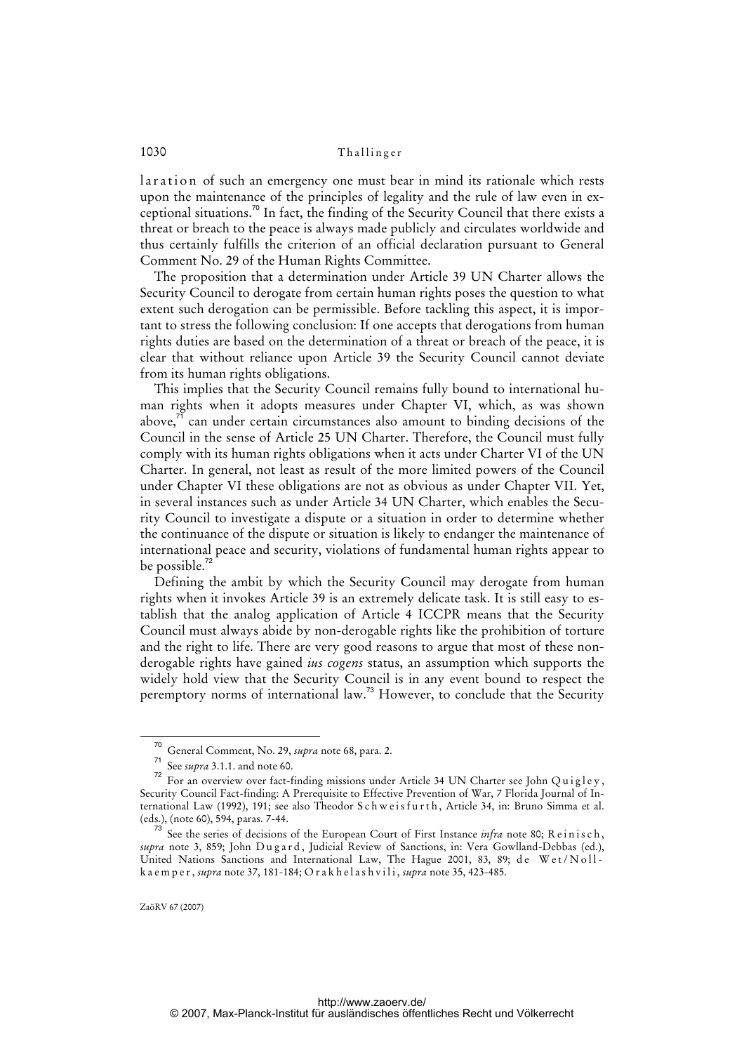laration of such an emergency one must bear in mind its rationale which rests upon the maintenance of the principles of legality and the rule of law even in exceptional situations.[70] In fact, the finding of the Security Council that there exists a threat or breach to the peace is always made publicly and circulates worldwide and thus certainly fulfills the criterion of an official declaration pursuant to General Comment No. 29 of the Human Rights Committee.

The proposition that a determination under Article 39 UN Charter allows the Security Council to derogate from certain human rights poses the question to what extent such derogation can be permissible. Before tackling this aspect, it is important to stress the following conclusion: If one accepts that derogations from human rights duties are based on the determination of a threat or breach of the peace, it is clear that without reliance upon Article 39 the Security Council cannot deviate from its human rights obligations.

This implies that the Security Council remains fully bound to international human rights when it adopts measures under Chapter VI, which, as was shown above,[71] can under certain circumstances also amount to binding decisions of the Council in the sense of Article 25 UN Charter. Therefore, the Council must fully comply with its human rights obligations when it acts under Charter VI of the UN Charter. In general, not least as result of the more limited powers of the Council under Chapter VI these obligations are not as obvious as under Chapter VII. Yet, in several instances such as under Article 34 UN Charter, which enables the Security Council to investigate a dispute or a situation in order to determine whether the continuance of the dispute or situation is likely to endanger the maintenance of international peace and security, violations of fundamental human rights appear to be possible.[72]

Defining the ambit by which the Security Council may derogate from human rights when it invokes Article 39 is an extremely delicate task. It is still easy to establish that the analog application of Article 4 ICCPR means that the Security Council must always abide by non-derogable rights like the prohibition of torture and the right to life. There are very good reasons to argue that most of these non-derogable rights have gained *ius cogens* status, an assumption which supports the widely hold view that the Security Council is in any event bound to respect the peremptory norms of international law.[73] However, to conclude that the Security

---

[70] General Comment, No. 29, *supra* note 68, para. 2.

[71] See *supra* 3.1.1. and note 60.

[72] For an overview over fact-finding missions under Article 34 UN Charter see John Quigley, Security Council Fact-finding: A Prerequisite to Effective Prevention of War, 7 Florida Journal of International Law (1992), 191; see also Theodor Schweisfurth, Article 34, in: Bruno Simma et al. (eds.), (note 60), 594, paras. 7-44.

[73] See the series of decisions of the European Court of First Instance *infra* note 80; Reinisch, *supra* note 3, 859; John Dugard, Judicial Review of Sanctions, in: Vera Gowlland-Debbas (ed.), United Nations Sanctions and International Law, The Hague 2001, 83, 89; de Wet/Nollkaemper, *supra* note 37, 181-184; Orakhelashvili, *supra* note 35, 423-485.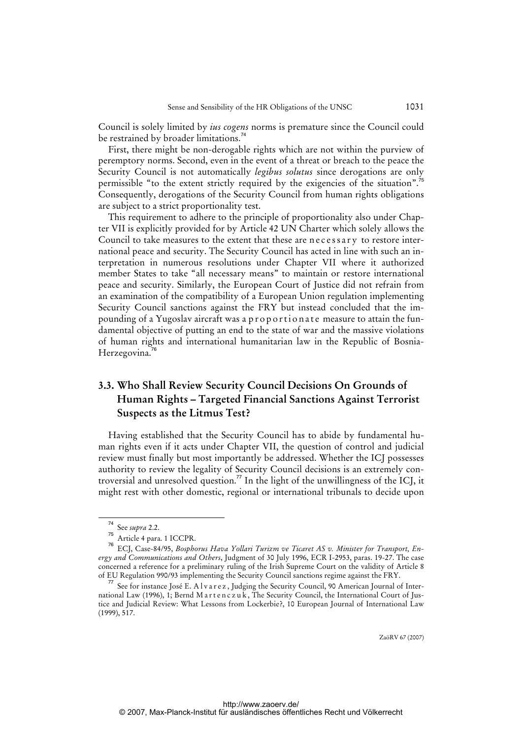Council is solely limited by *ius cogens* norms is premature since the Council could be restrained by broader limitations.[74]

First, there might be non-derogable rights which are not within the purview of peremptory norms. Second, even in the event of a threat or breach to the peace the Security Council is not automatically *legibus solutus* since derogations are only permissible "to the extent strictly required by the exigencies of the situation".[75] Consequently, derogations of the Security Council from human rights obligations are subject to a strict proportionality test.

This requirement to adhere to the principle of proportionality also under Chapter VII is explicitly provided for by Article 42 UN Charter which solely allows the Council to take measures to the extent that these are necessary to restore international peace and security. The Security Council has acted in line with such an interpretation in numerous resolutions under Chapter VII where it authorized member States to take "all necessary means" to maintain or restore international peace and security. Similarly, the European Court of Justice did not refrain from an examination of the compatibility of a European Union regulation implementing Security Council sanctions against the FRY but instead concluded that the impounding of a Yugoslav aircraft was a proportionate measure to attain the fundamental objective of putting an end to the state of war and the massive violations of human rights and international humanitarian law in the Republic of Bosnia-Herzegovina.[76]

## 3.3. Who Shall Review Security Council Decisions On Grounds of Human Rights – Targeted Financial Sanctions Against Terrorist Suspects as the Litmus Test?

Having established that the Security Council has to abide by fundamental human rights even if it acts under Chapter VII, the question of control and judicial review must finally but most importantly be addressed. Whether the ICJ possesses authority to review the legality of Security Council decisions is an extremely controversial and unresolved question.[77] In the light of the unwillingness of the ICJ, it might rest with other domestic, regional or international tribunals to decide upon

---

[74] See *supra* 2.2.

[75] Article 4 para. 1 ICCPR.

[76] ECJ, Case-84/95, *Bosphorus Hava Yollari Turizm ve Ticaret AS v. Minister for Transport, Energy and Communications and Others*, Judgment of 30 July 1996, ECR I-2953, paras. 19-27. The case concerned a reference for a preliminary ruling of the Irish Supreme Court on the validity of Article 8 of EU Regulation 990/93 implementing the Security Council sanctions regime against the FRY.

[77] See for instance José E. Alvarez, Judging the Security Council, 90 American Journal of International Law (1996), 1; Bernd Martenczuk, The Security Council, the International Court of Justice and Judicial Review: What Lessons from Lockerbie?, 10 European Journal of International Law (1999), 517.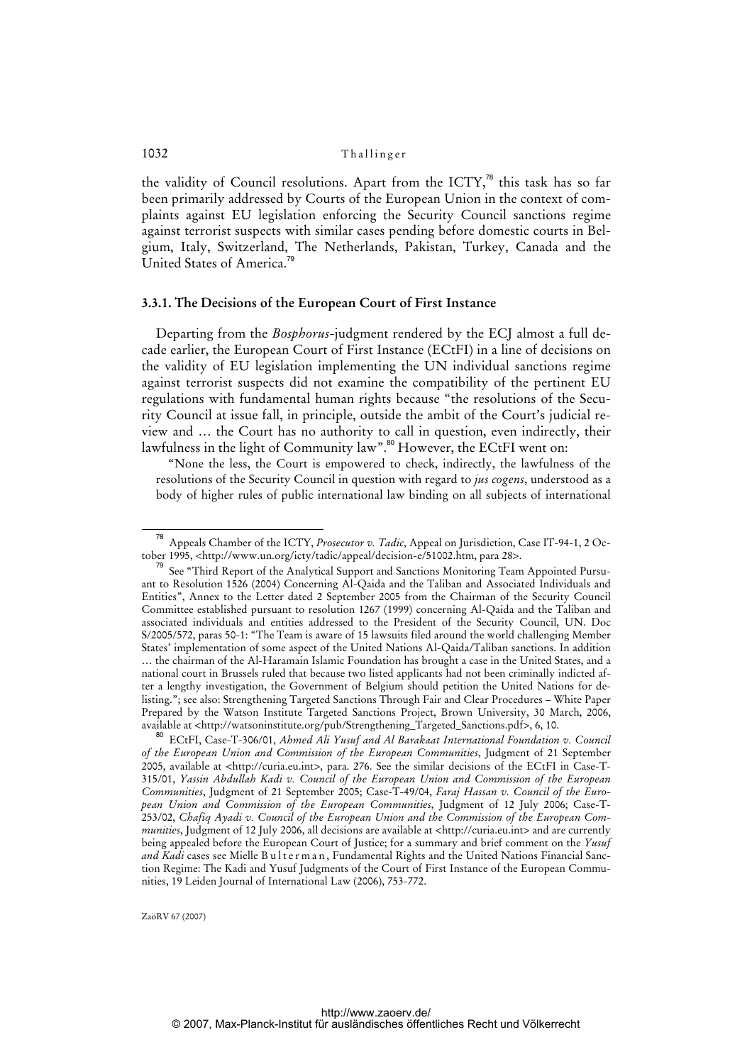the validity of Council resolutions. Apart from the ICTY,[78] this task has so far been primarily addressed by Courts of the European Union in the context of complaints against EU legislation enforcing the Security Council sanctions regime against terrorist suspects with similar cases pending before domestic courts in Belgium, Italy, Switzerland, The Netherlands, Pakistan, Turkey, Canada and the United States of America.[79]

### 3.3.1. The Decisions of the European Court of First Instance

Departing from the *Bosphorus*-judgment rendered by the ECJ almost a full decade earlier, the European Court of First Instance (ECtFI) in a line of decisions on the validity of EU legislation implementing the UN individual sanctions regime against terrorist suspects did not examine the compatibility of the pertinent EU regulations with fundamental human rights because "the resolutions of the Security Council at issue fall, in principle, outside the ambit of the Court's judicial review and … the Court has no authority to call in question, even indirectly, their lawfulness in the light of Community law".[80] However, the ECtFI went on:

"None the less, the Court is empowered to check, indirectly, the lawfulness of the resolutions of the Security Council in question with regard to *jus cogens*, understood as a body of higher rules of public international law binding on all subjects of international

---

[78] Appeals Chamber of the ICTY, *Prosecutor v. Tadic*, Appeal on Jurisdiction, Case IT-94-1, 2 October 1995, <http://www.un.org/icty/tadic/appeal/decision-e/51002.htm, para 28>.

[79] See "Third Report of the Analytical Support and Sanctions Monitoring Team Appointed Pursuant to Resolution 1526 (2004) Concerning Al-Qaida and the Taliban and Associated Individuals and Entities", Annex to the Letter dated 2 September 2005 from the Chairman of the Security Council Committee established pursuant to resolution 1267 (1999) concerning Al-Qaida and the Taliban and associated individuals and entities addressed to the President of the Security Council, UN. Doc S/2005/572, paras 50-1: "The Team is aware of 15 lawsuits filed around the world challenging Member States' implementation of some aspect of the United Nations Al-Qaida/Taliban sanctions. In addition … the chairman of the Al-Haramain Islamic Foundation has brought a case in the United States, and a national court in Brussels ruled that because two listed applicants had not been criminally indicted after a lengthy investigation, the Government of Belgium should petition the United Nations for delisting."; see also: Strengthening Targeted Sanctions Through Fair and Clear Procedures – White Paper Prepared by the Watson Institute Targeted Sanctions Project, Brown University, 30 March, 2006, available at <http://watsoninstitute.org/pub/Strengthening_Targeted_Sanctions.pdf>, 6, 10.

[80] ECtFI, Case-T-306/01, *Ahmed Ali Yusuf and Al Barakaat International Foundation v. Council of the European Union and Commission of the European Communities*, Judgment of 21 September 2005, available at <http://curia.eu.int>, para. 276. See the similar decisions of the ECtFI in Case-T-315/01, *Yassin Abdullah Kadi v. Council of the European Union and Commission of the European Communities*, Judgment of 21 September 2005; Case-T-49/04, *Faraj Hassan v. Council of the European Union and Commission of the European Communities*, Judgment of 12 July 2006; Case-T-253/02, *Chafiq Ayadi v. Council of the European Union and the Commission of the European Communities*, Judgment of 12 July 2006, all decisions are available at <http://curia.eu.int> and are currently being appealed before the European Court of Justice; for a summary and brief comment on the *Yusuf and Kadi* cases see Mielle Bulterman, Fundamental Rights and the United Nations Financial Sanction Regime: The Kadi and Yusuf Judgments of the Court of First Instance of the European Communities, 19 Leiden Journal of International Law (2006), 753-772.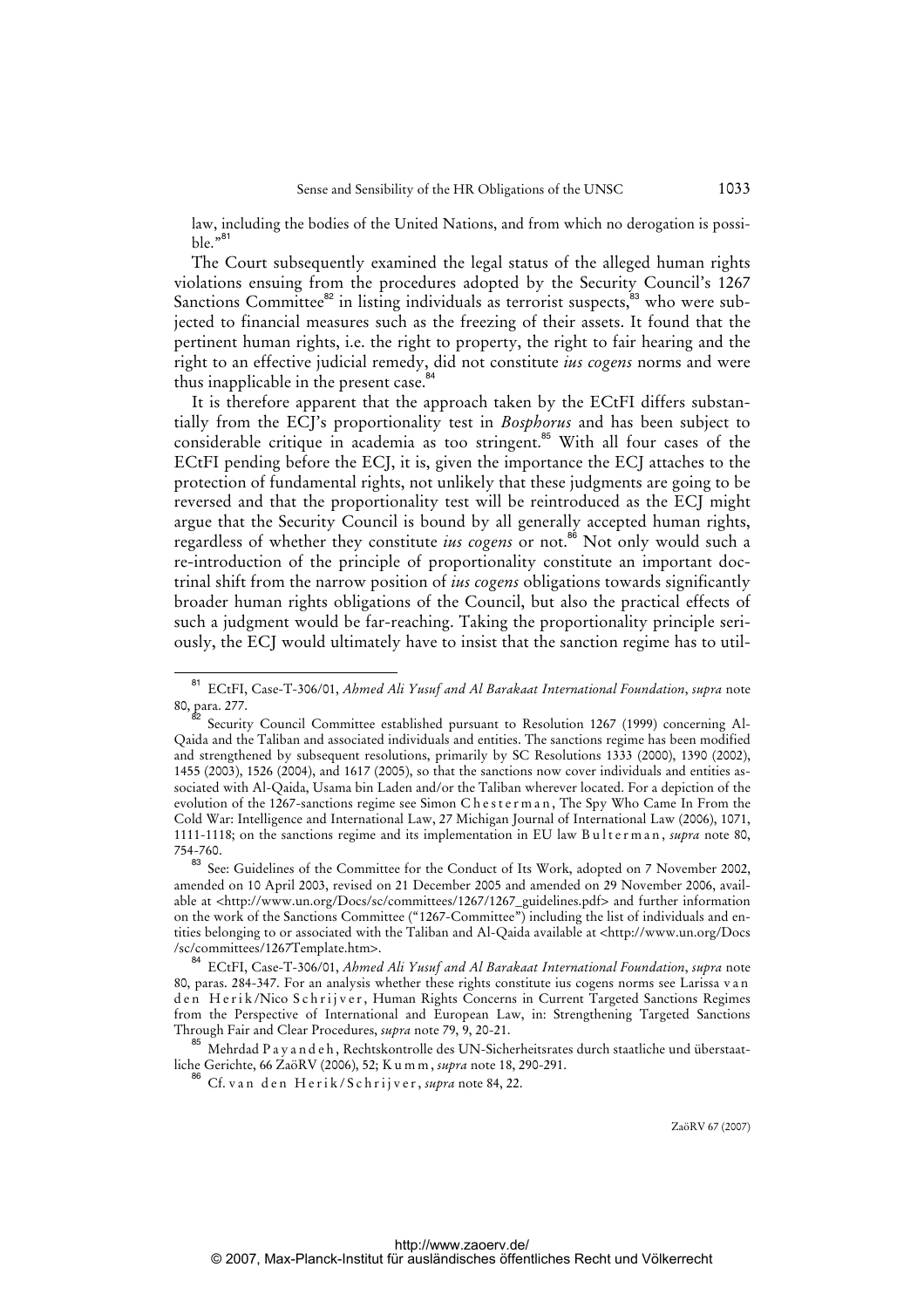law, including the bodies of the United Nations, and from which no derogation is possible."[81]

The Court subsequently examined the legal status of the alleged human rights violations ensuing from the procedures adopted by the Security Council's 1267 Sanctions Committee[82] in listing individuals as terrorist suspects,[83] who were subjected to financial measures such as the freezing of their assets. It found that the pertinent human rights, i.e. the right to property, the right to fair hearing and the right to an effective judicial remedy, did not constitute *ius cogens* norms and were thus inapplicable in the present case.[84]

It is therefore apparent that the approach taken by the ECtFI differs substantially from the ECJ's proportionality test in *Bosphorus* and has been subject to considerable critique in academia as too stringent.[85] With all four cases of the ECtFI pending before the ECJ, it is, given the importance the ECJ attaches to the protection of fundamental rights, not unlikely that these judgments are going to be reversed and that the proportionality test will be reintroduced as the ECJ might argue that the Security Council is bound by all generally accepted human rights, regardless of whether they constitute *ius cogens* or not.[86] Not only would such a re-introduction of the principle of proportionality constitute an important doctrinal shift from the narrow position of *ius cogens* obligations towards significantly broader human rights obligations of the Council, but also the practical effects of such a judgment would be far-reaching. Taking the proportionality principle seriously, the ECJ would ultimately have to insist that the sanction regime has to util-

---

[81] ECtFI, Case-T-306/01, *Ahmed Ali Yusuf and Al Barakaat International Foundation*, *supra* note 80, para. 277.

[82] Security Council Committee established pursuant to Resolution 1267 (1999) concerning Al-Qaida and the Taliban and associated individuals and entities. The sanctions regime has been modified and strengthened by subsequent resolutions, primarily by SC Resolutions 1333 (2000), 1390 (2002), 1455 (2003), 1526 (2004), and 1617 (2005), so that the sanctions now cover individuals and entities associated with Al-Qaida, Usama bin Laden and/or the Taliban wherever located. For a depiction of the evolution of the 1267-sanctions regime see Simon Chesterman, The Spy Who Came In From the Cold War: Intelligence and International Law, 27 Michigan Journal of International Law (2006), 1071, 1111-1118; on the sanctions regime and its implementation in EU law Bulterman, *supra* note 80, 754-760.

[83] See: Guidelines of the Committee for the Conduct of Its Work, adopted on 7 November 2002, amended on 10 April 2003, revised on 21 December 2005 and amended on 29 November 2006, available at <http://www.un.org/Docs/sc/committees/1267/1267_guidelines.pdf> and further information on the work of the Sanctions Committee ("1267-Committee") including the list of individuals and entities belonging to or associated with the Taliban and Al-Qaida available at <http://www.un.org/Docs/sc/committees/1267Template.htm>.

[84] ECtFI, Case-T-306/01, *Ahmed Ali Yusuf and Al Barakaat International Foundation*, *supra* note 80, paras. 284-347. For an analysis whether these rights constitute ius cogens norms see Larissa van den Herik/Nico Schrijver, Human Rights Concerns in Current Targeted Sanctions Regimes from the Perspective of International and European Law, in: Strengthening Targeted Sanctions Through Fair and Clear Procedures, *supra* note 79, 9, 20-21.

[85] Mehrdad Payandeh, Rechtskontrolle des UN-Sicherheitsrates durch staatliche und überstaatliche Gerichte, 66 ZaöRV (2006), 52; Kumm, *supra* note 18, 290-291.

[86] Cf. van den Herik/Schrijver, *supra* note 84, 22.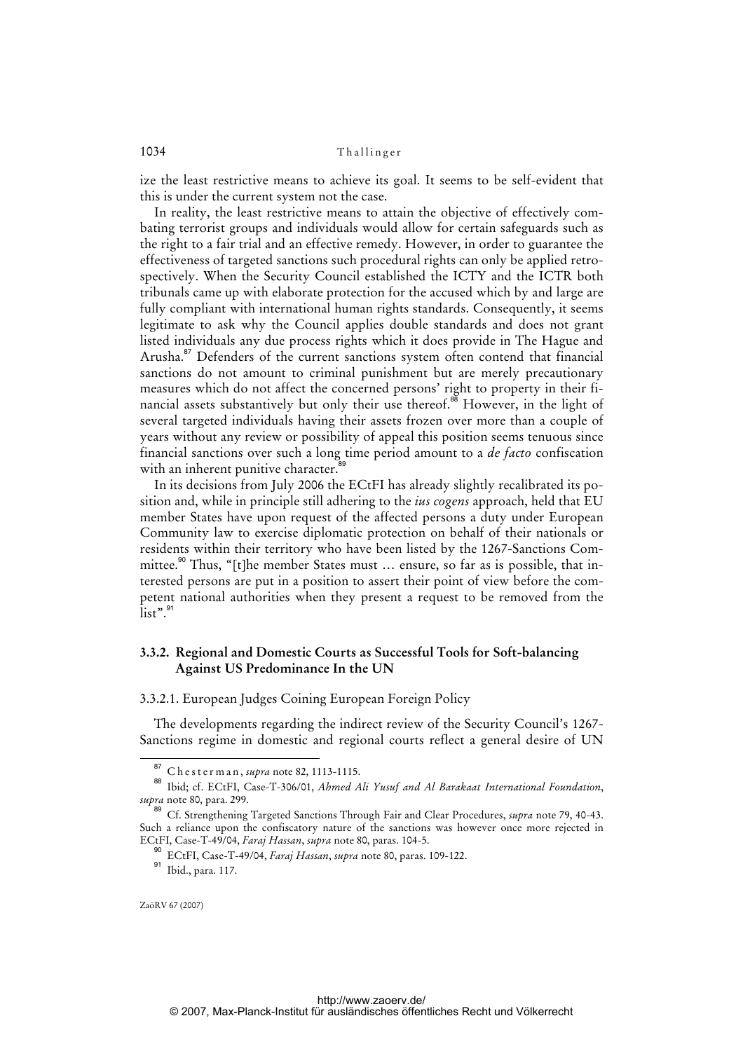ize the least restrictive means to achieve its goal. It seems to be self-evident that this is under the current system not the case.

In reality, the least restrictive means to attain the objective of effectively combating terrorist groups and individuals would allow for certain safeguards such as the right to a fair trial and an effective remedy. However, in order to guarantee the effectiveness of targeted sanctions such procedural rights can only be applied retrospectively. When the Security Council established the ICTY and the ICTR both tribunals came up with elaborate protection for the accused which by and large are fully compliant with international human rights standards. Consequently, it seems legitimate to ask why the Council applies double standards and does not grant listed individuals any due process rights which it does provide in The Hague and Arusha.[87] Defenders of the current sanctions system often contend that financial sanctions do not amount to criminal punishment but are merely precautionary measures which do not affect the concerned persons' right to property in their financial assets substantively but only their use thereof.[88] However, in the light of several targeted individuals having their assets frozen over more than a couple of years without any review or possibility of appeal this position seems tenuous since financial sanctions over such a long time period amount to a *de facto* confiscation with an inherent punitive character.[89]

In its decisions from July 2006 the ECtFI has already slightly recalibrated its position and, while in principle still adhering to the *ius cogens* approach, held that EU member States have upon request of the affected persons a duty under European Community law to exercise diplomatic protection on behalf of their nationals or residents within their territory who have been listed by the 1267-Sanctions Committee.[90] Thus, "[t]he member States must … ensure, so far as is possible, that interested persons are put in a position to assert their point of view before the competent national authorities when they present a request to be removed from the list".[91]

### 3.3.2. Regional and Domestic Courts as Successful Tools for Soft-balancing Against US Predominance In the UN

#### 3.3.2.1. European Judges Coining European Foreign Policy

The developments regarding the indirect review of the Security Council's 1267-Sanctions regime in domestic and regional courts reflect a general desire of UN

---

[87] Chesterman, *supra* note 82, 1113-1115.

[88] Ibid; cf. ECtFI, Case-T-306/01, *Ahmed Ali Yusuf and Al Barakaat International Foundation*, *supra* note 80, para. 299.

[89] Cf. Strengthening Targeted Sanctions Through Fair and Clear Procedures, *supra* note 79, 40-43. Such a reliance upon the confiscatory nature of the sanctions was however once more rejected in ECtFI, Case-T-49/04, *Faraj Hassan*, *supra* note 80, paras. 104-5.

[90] ECtFI, Case-T-49/04, *Faraj Hassan*, *supra* note 80, paras. 109-122.

[91] Ibid., para. 117.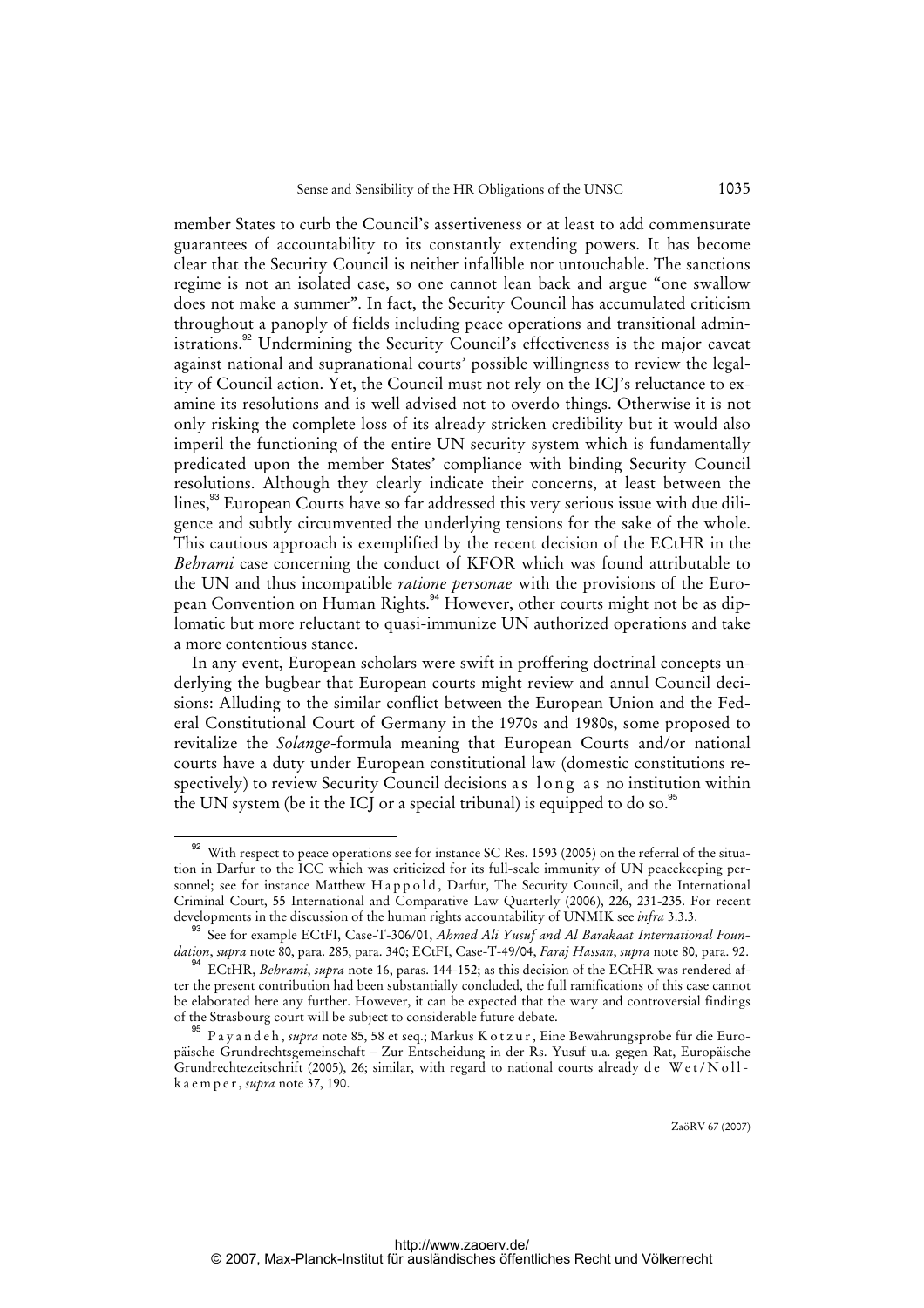member States to curb the Council's assertiveness or at least to add commensurate guarantees of accountability to its constantly extending powers. It has become clear that the Security Council is neither infallible nor untouchable. The sanctions regime is not an isolated case, so one cannot lean back and argue "one swallow does not make a summer". In fact, the Security Council has accumulated criticism throughout a panoply of fields including peace operations and transitional administrations.[92] Undermining the Security Council's effectiveness is the major caveat against national and supranational courts' possible willingness to review the legality of Council action. Yet, the Council must not rely on the ICJ's reluctance to examine its resolutions and is well advised not to overdo things. Otherwise it is not only risking the complete loss of its already stricken credibility but it would also imperil the functioning of the entire UN security system which is fundamentally predicated upon the member States' compliance with binding Security Council resolutions. Although they clearly indicate their concerns, at least between the lines,[93] European Courts have so far addressed this very serious issue with due diligence and subtly circumvented the underlying tensions for the sake of the whole. This cautious approach is exemplified by the recent decision of the ECtHR in the *Behrami* case concerning the conduct of KFOR which was found attributable to the UN and thus incompatible *ratione personae* with the provisions of the European Convention on Human Rights.[94] However, other courts might not be as diplomatic but more reluctant to quasi-immunize UN authorized operations and take a more contentious stance.

In any event, European scholars were swift in proffering doctrinal concepts underlying the bugbear that European courts might review and annul Council decisions: Alluding to the similar conflict between the European Union and the Federal Constitutional Court of Germany in the 1970s and 1980s, some proposed to revitalize the *Solange*-formula meaning that European Courts and/or national courts have a duty under European constitutional law (domestic constitutions respectively) to review Security Council decisions as long as no institution within the UN system (be it the ICJ or a special tribunal) is equipped to do so.[95]

---

[92] With respect to peace operations see for instance SC Res. 1593 (2005) on the referral of the situation in Darfur to the ICC which was criticized for its full-scale immunity of UN peacekeeping personnel; see for instance Matthew Happold, Darfur, The Security Council, and the International Criminal Court, 55 International and Comparative Law Quarterly (2006), 226, 231-235. For recent developments in the discussion of the human rights accountability of UNMIK see *infra* 3.3.3.

[93] See for example ECtFI, Case-T-306/01, *Ahmed Ali Yusuf and Al Barakaat International Foundation*, *supra* note 80, para. 285, para. 340; ECtFI, Case-T-49/04, *Faraj Hassan*, *supra* note 80, para. 92.

[94] ECtHR, *Behrami*, *supra* note 16, paras. 144-152; as this decision of the ECtHR was rendered after the present contribution had been substantially concluded, the full ramifications of this case cannot be elaborated here any further. However, it can be expected that the wary and controversial findings of the Strasbourg court will be subject to considerable future debate.

[95] Payandeh, *supra* note 85, 58 et seq.; Markus Kotzur, Eine Bewährungsprobe für die Europäische Grundrechtsgemeinschaft – Zur Entscheidung in der Rs. Yusuf u.a. gegen Rat, Europäische Grundrechtezeitschrift (2005), 26; similar, with regard to national courts already de Wet/Nollkaemper, *supra* note 37, 190.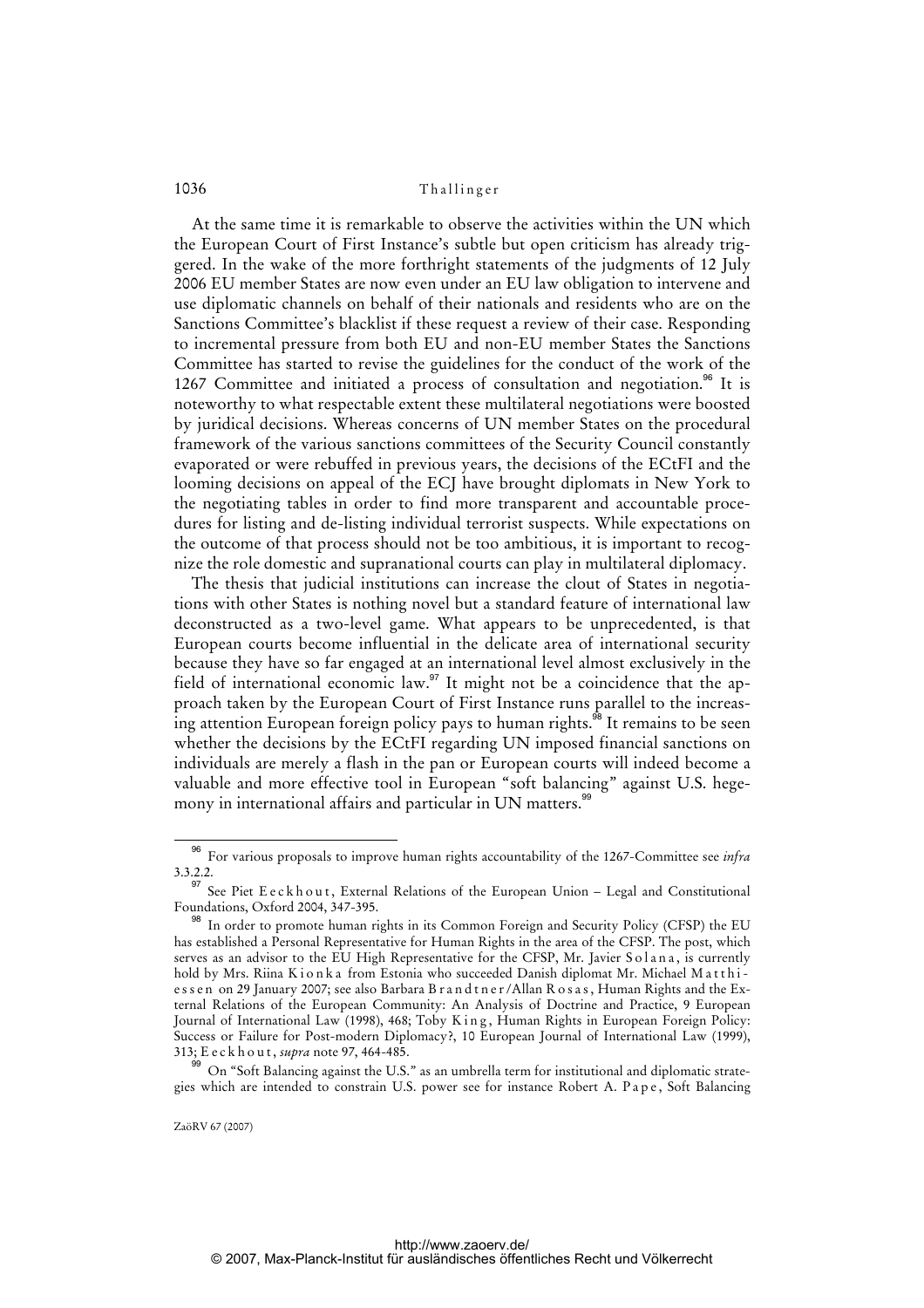At the same time it is remarkable to observe the activities within the UN which the European Court of First Instance's subtle but open criticism has already triggered. In the wake of the more forthright statements of the judgments of 12 July 2006 EU member States are now even under an EU law obligation to intervene and use diplomatic channels on behalf of their nationals and residents who are on the Sanctions Committee's blacklist if these request a review of their case. Responding to incremental pressure from both EU and non-EU member States the Sanctions Committee has started to revise the guidelines for the conduct of the work of the 1267 Committee and initiated a process of consultation and negotiation.[96] It is noteworthy to what respectable extent these multilateral negotiations were boosted by juridical decisions. Whereas concerns of UN member States on the procedural framework of the various sanctions committees of the Security Council constantly evaporated or were rebuffed in previous years, the decisions of the ECtFI and the looming decisions on appeal of the ECJ have brought diplomats in New York to the negotiating tables in order to find more transparent and accountable procedures for listing and de-listing individual terrorist suspects. While expectations on the outcome of that process should not be too ambitious, it is important to recognize the role domestic and supranational courts can play in multilateral diplomacy.

The thesis that judicial institutions can increase the clout of States in negotiations with other States is nothing novel but a standard feature of international law deconstructed as a two-level game. What appears to be unprecedented, is that European courts become influential in the delicate area of international security because they have so far engaged at an international level almost exclusively in the field of international economic law.[97] It might not be a coincidence that the approach taken by the European Court of First Instance runs parallel to the increasing attention European foreign policy pays to human rights.[98] It remains to be seen whether the decisions by the ECtFI regarding UN imposed financial sanctions on individuals are merely a flash in the pan or European courts will indeed become a valuable and more effective tool in European "soft balancing" against U.S. hegemony in international affairs and particular in UN matters.[99]

---

[96] For various proposals to improve human rights accountability of the 1267-Committee see *infra* 3.3.2.2.

[97] See Piet Eeckhout, External Relations of the European Union – Legal and Constitutional Foundations, Oxford 2004, 347-395.

[98] In order to promote human rights in its Common Foreign and Security Policy (CFSP) the EU has established a Personal Representative for Human Rights in the area of the CFSP. The post, which serves as an advisor to the EU High Representative for the CFSP, Mr. Javier Solana, is currently hold by Mrs. Riina Kionka from Estonia who succeeded Danish diplomat Mr. Michael Matthiessen on 29 January 2007; see also Barbara Brandtner/Allan Rosas, Human Rights and the External Relations of the European Community: An Analysis of Doctrine and Practice, 9 European Journal of International Law (1998), 468; Toby King, Human Rights in European Foreign Policy: Success or Failure for Post-modern Diplomacy?, 10 European Journal of International Law (1999), 313; Eeckhout, *supra* note 97, 464-485.

[99] On "Soft Balancing against the U.S." as an umbrella term for institutional and diplomatic strategies which are intended to constrain U.S. power see for instance Robert A. Pape, Soft Balancing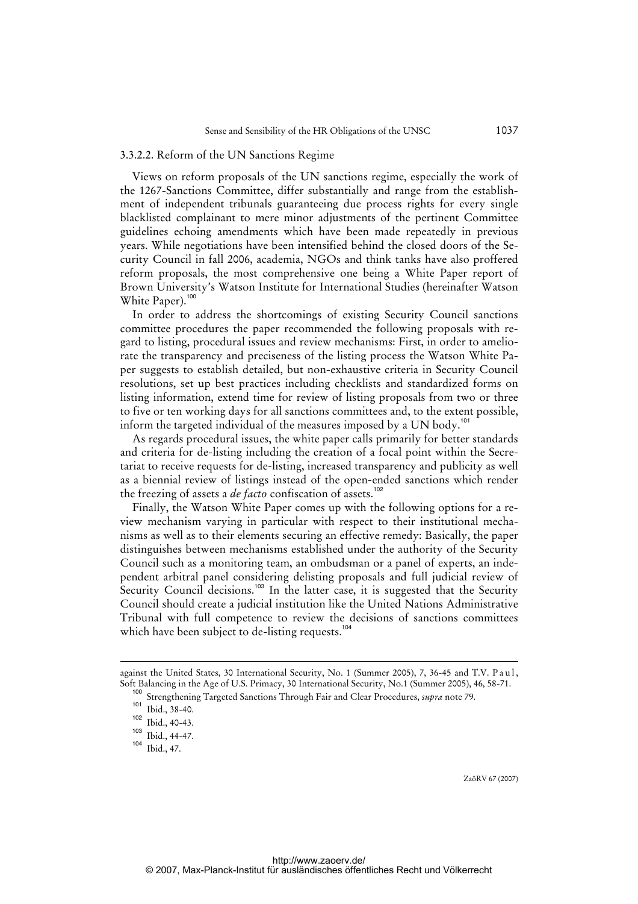### 3.3.2.2. Reform of the UN Sanctions Regime

Views on reform proposals of the UN sanctions regime, especially the work of the 1267-Sanctions Committee, differ substantially and range from the establishment of independent tribunals guaranteeing due process rights for every single blacklisted complainant to mere minor adjustments of the pertinent Committee guidelines echoing amendments which have been made repeatedly in previous years. While negotiations have been intensified behind the closed doors of the Security Council in fall 2006, academia, NGOs and think tanks have also proffered reform proposals, the most comprehensive one being a White Paper report of Brown University's Watson Institute for International Studies (hereinafter Watson White Paper).[100]

In order to address the shortcomings of existing Security Council sanctions committee procedures the paper recommended the following proposals with regard to listing, procedural issues and review mechanisms: First, in order to ameliorate the transparency and preciseness of the listing process the Watson White Paper suggests to establish detailed, but non-exhaustive criteria in Security Council resolutions, set up best practices including checklists and standardized forms on listing information, extend time for review of listing proposals from two or three to five or ten working days for all sanctions committees and, to the extent possible, inform the targeted individual of the measures imposed by a UN body.[101]

As regards procedural issues, the white paper calls primarily for better standards and criteria for de-listing including the creation of a focal point within the Secretariat to receive requests for de-listing, increased transparency and publicity as well as a biennial review of listings instead of the open-ended sanctions which render the freezing of assets a *de facto* confiscation of assets.[102]

Finally, the Watson White Paper comes up with the following options for a review mechanism varying in particular with respect to their institutional mechanisms as well as to their elements securing an effective remedy: Basically, the paper distinguishes between mechanisms established under the authority of the Security Council such as a monitoring team, an ombudsman or a panel of experts, an independent arbitral panel considering delisting proposals and full judicial review of Security Council decisions.[103] In the latter case, it is suggested that the Security Council should create a judicial institution like the United Nations Administrative Tribunal with full competence to review the decisions of sanctions committees which have been subject to de-listing requests.[104]

---

against the United States, 30 International Security, No. 1 (Summer 2005), 7, 36-45 and T.V. Paul, Soft Balancing in the Age of U.S. Primacy, 30 International Security, No.1 (Summer 2005), 46, 58-71.

[100] Strengthening Targeted Sanctions Through Fair and Clear Procedures, *supra* note 79.

[101] Ibid., 38-40.

[102] Ibid., 40-43.

[103] Ibid., 44-47.

[104] Ibid., 47.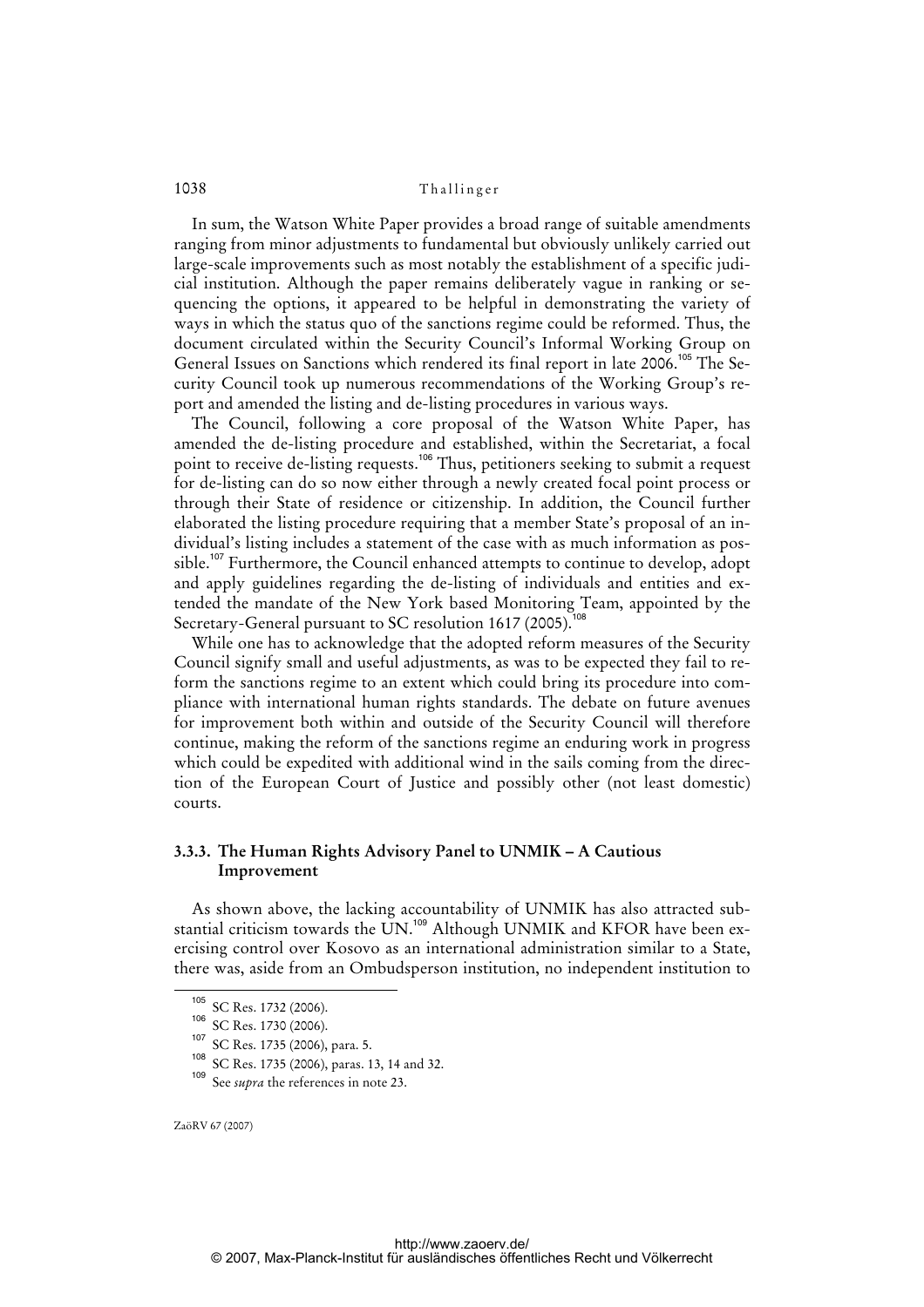In sum, the Watson White Paper provides a broad range of suitable amendments ranging from minor adjustments to fundamental but obviously unlikely carried out large-scale improvements such as most notably the establishment of a specific judicial institution. Although the paper remains deliberately vague in ranking or sequencing the options, it appeared to be helpful in demonstrating the variety of ways in which the status quo of the sanctions regime could be reformed. Thus, the document circulated within the Security Council's Informal Working Group on General Issues on Sanctions which rendered its final report in late 2006.[105] The Security Council took up numerous recommendations of the Working Group's report and amended the listing and de-listing procedures in various ways.

The Council, following a core proposal of the Watson White Paper, has amended the de-listing procedure and established, within the Secretariat, a focal point to receive de-listing requests.[106] Thus, petitioners seeking to submit a request for de-listing can do so now either through a newly created focal point process or through their State of residence or citizenship. In addition, the Council further elaborated the listing procedure requiring that a member State's proposal of an individual's listing includes a statement of the case with as much information as possible.[107] Furthermore, the Council enhanced attempts to continue to develop, adopt and apply guidelines regarding the de-listing of individuals and entities and extended the mandate of the New York based Monitoring Team, appointed by the Secretary-General pursuant to SC resolution 1617 (2005).[108]

While one has to acknowledge that the adopted reform measures of the Security Council signify small and useful adjustments, as was to be expected they fail to reform the sanctions regime to an extent which could bring its procedure into compliance with international human rights standards. The debate on future avenues for improvement both within and outside of the Security Council will therefore continue, making the reform of the sanctions regime an enduring work in progress which could be expedited with additional wind in the sails coming from the direction of the European Court of Justice and possibly other (not least domestic) courts.

### 3.3.3. The Human Rights Advisory Panel to UNMIK – A Cautious Improvement

As shown above, the lacking accountability of UNMIK has also attracted substantial criticism towards the UN.[109] Although UNMIK and KFOR have been exercising control over Kosovo as an international administration similar to a State, there was, aside from an Ombudsperson institution, no independent institution to

---

[105] SC Res. 1732 (2006).

[106] SC Res. 1730 (2006).

[107] SC Res. 1735 (2006), para. 5.

[108] SC Res. 1735 (2006), paras. 13, 14 and 32.

[109] See *supra* the references in note 23.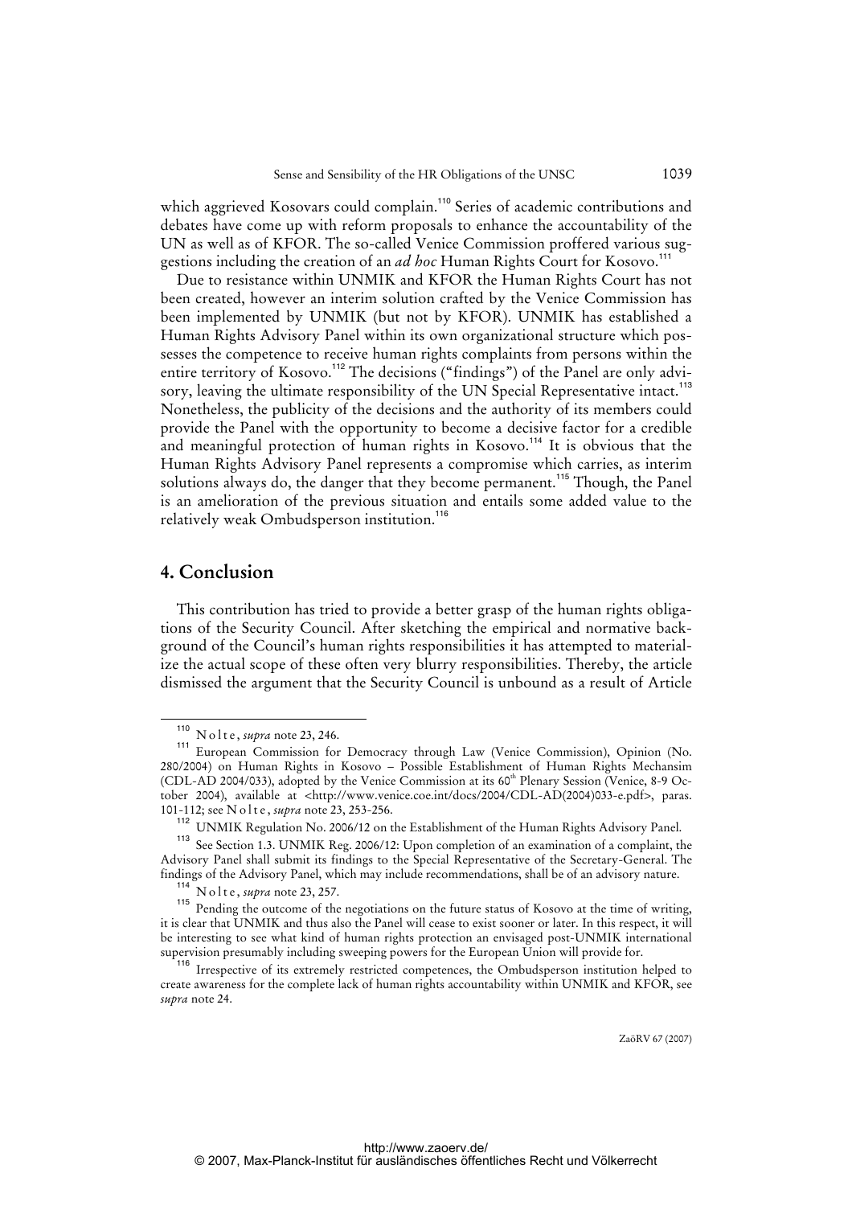which aggrieved Kosovars could complain.[110] Series of academic contributions and debates have come up with reform proposals to enhance the accountability of the UN as well as of KFOR. The so-called Venice Commission proffered various suggestions including the creation of an *ad hoc* Human Rights Court for Kosovo.[111]

Due to resistance within UNMIK and KFOR the Human Rights Court has not been created, however an interim solution crafted by the Venice Commission has been implemented by UNMIK (but not by KFOR). UNMIK has established a Human Rights Advisory Panel within its own organizational structure which possesses the competence to receive human rights complaints from persons within the entire territory of Kosovo.[112] The decisions ("findings") of the Panel are only advisory, leaving the ultimate responsibility of the UN Special Representative intact.[113] Nonetheless, the publicity of the decisions and the authority of its members could provide the Panel with the opportunity to become a decisive factor for a credible and meaningful protection of human rights in Kosovo.[114] It is obvious that the Human Rights Advisory Panel represents a compromise which carries, as interim solutions always do, the danger that they become permanent.[115] Though, the Panel is an amelioration of the previous situation and entails some added value to the relatively weak Ombudsperson institution.[116]

## 4. Conclusion

This contribution has tried to provide a better grasp of the human rights obligations of the Security Council. After sketching the empirical and normative background of the Council's human rights responsibilities it has attempted to materialize the actual scope of these often very blurry responsibilities. Thereby, the article dismissed the argument that the Security Council is unbound as a result of Article

---

[110] Nolte, *supra* note 23, 246.

[111] European Commission for Democracy through Law (Venice Commission), Opinion (No. 280/2004) on Human Rights in Kosovo – Possible Establishment of Human Rights Mechansim (CDL-AD 2004/033), adopted by the Venice Commission at its 60th Plenary Session (Venice, 8-9 October 2004), available at <http://www.venice.coe.int/docs/2004/CDL-AD(2004)033-e.pdf>, paras. 101-112; see Nolte, *supra* note 23, 253-256.

[112] UNMIK Regulation No. 2006/12 on the Establishment of the Human Rights Advisory Panel.

[113] See Section 1.3. UNMIK Reg. 2006/12: Upon completion of an examination of a complaint, the Advisory Panel shall submit its findings to the Special Representative of the Secretary-General. The findings of the Advisory Panel, which may include recommendations, shall be of an advisory nature.

[114] Nolte, *supra* note 23, 257.

[115] Pending the outcome of the negotiations on the future status of Kosovo at the time of writing, it is clear that UNMIK and thus also the Panel will cease to exist sooner or later. In this respect, it will be interesting to see what kind of human rights protection an envisaged post-UNMIK international supervision presumably including sweeping powers for the European Union will provide for.

[116] Irrespective of its extremely restricted competences, the Ombudsperson institution helped to create awareness for the complete lack of human rights accountability within UNMIK and KFOR, see *supra* note 24.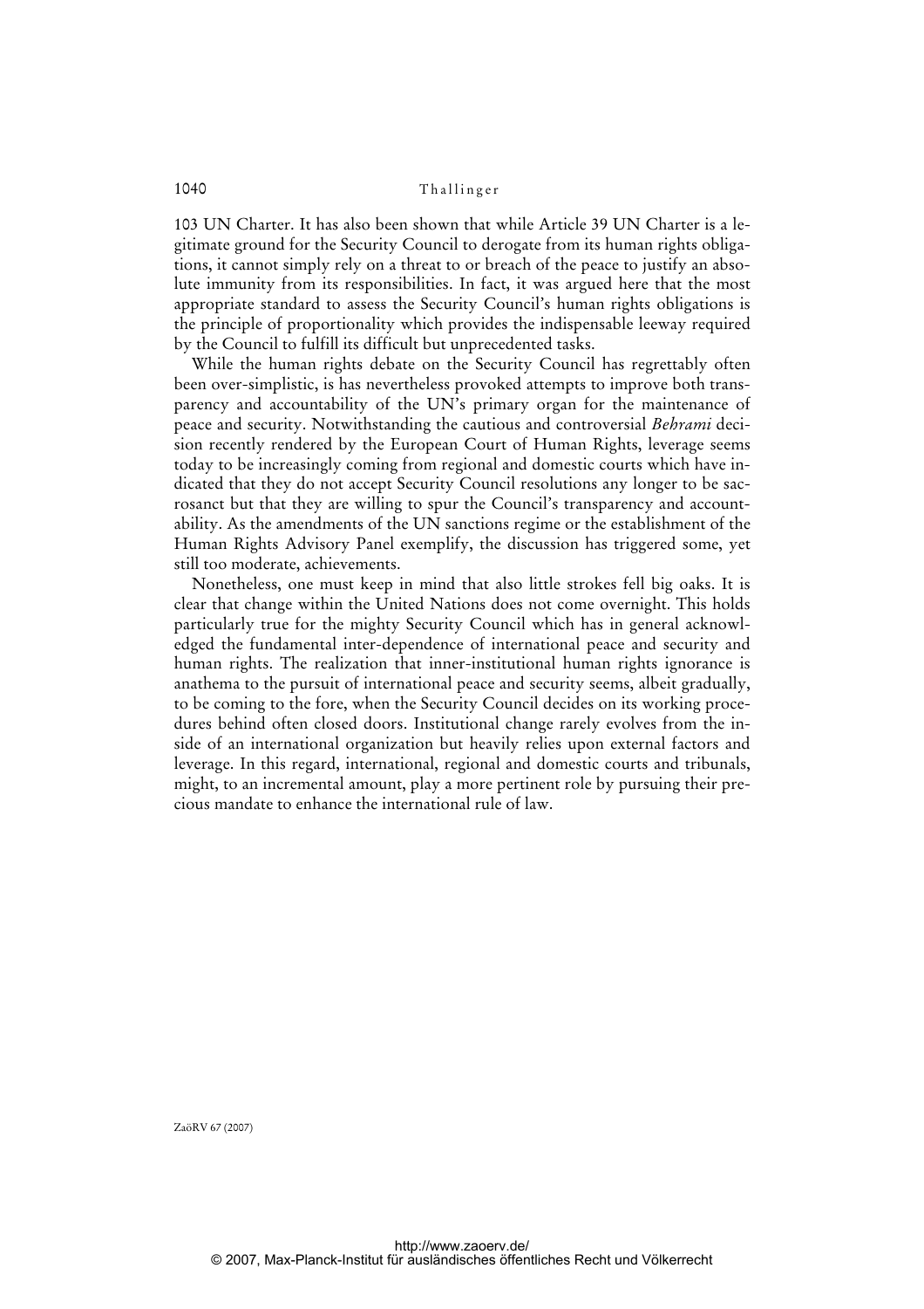103 UN Charter. It has also been shown that while Article 39 UN Charter is a legitimate ground for the Security Council to derogate from its human rights obligations, it cannot simply rely on a threat to or breach of the peace to justify an absolute immunity from its responsibilities. In fact, it was argued here that the most appropriate standard to assess the Security Council's human rights obligations is the principle of proportionality which provides the indispensable leeway required by the Council to fulfill its difficult but unprecedented tasks.

While the human rights debate on the Security Council has regrettably often been over-simplistic, is has nevertheless provoked attempts to improve both transparency and accountability of the UN's primary organ for the maintenance of peace and security. Notwithstanding the cautious and controversial *Behrami* decision recently rendered by the European Court of Human Rights, leverage seems today to be increasingly coming from regional and domestic courts which have indicated that they do not accept Security Council resolutions any longer to be sacrosanct but that they are willing to spur the Council's transparency and accountability. As the amendments of the UN sanctions regime or the establishment of the Human Rights Advisory Panel exemplify, the discussion has triggered some, yet still too moderate, achievements.

Nonetheless, one must keep in mind that also little strokes fell big oaks. It is clear that change within the United Nations does not come overnight. This holds particularly true for the mighty Security Council which has in general acknowledged the fundamental inter-dependence of international peace and security and human rights. The realization that inner-institutional human rights ignorance is anathema to the pursuit of international peace and security seems, albeit gradually, to be coming to the fore, when the Security Council decides on its working procedures behind often closed doors. Institutional change rarely evolves from the inside of an international organization but heavily relies upon external factors and leverage. In this regard, international, regional and domestic courts and tribunals, might, to an incremental amount, play a more pertinent role by pursuing their precious mandate to enhance the international rule of law.